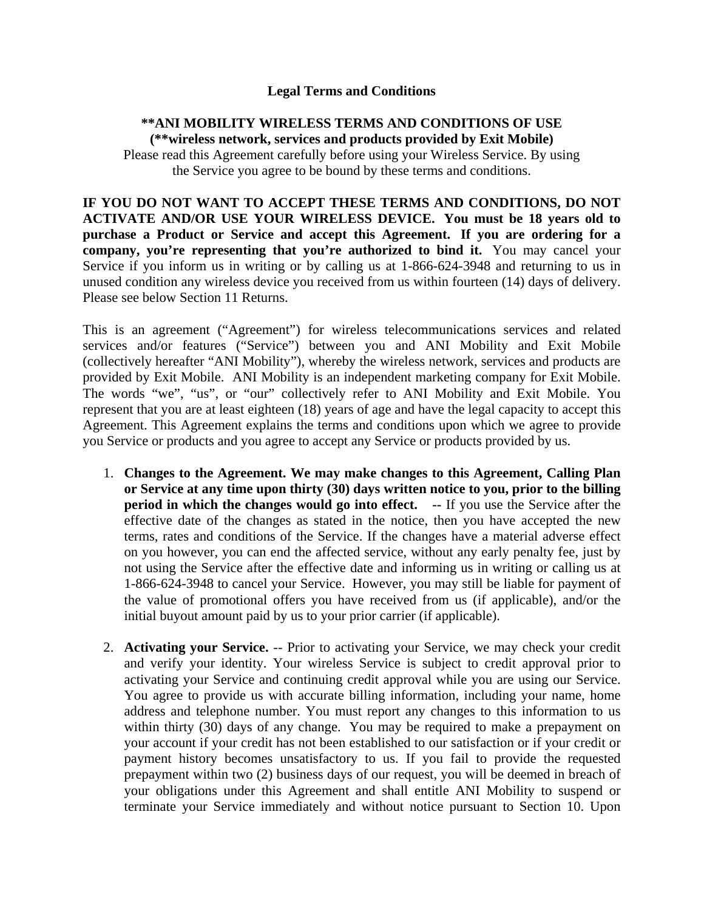# Legal Terms and Conditions

## **ANI MOBILITY WIRELESS TERMS AND CONDITIONS OF USE
**(**wireless network, services and products provided by Exit Mobile)**

Please read this Agreement carefully before using your Wireless Service. By using the Service you agree to be bound by these terms and conditions.

**IF YOU DO NOT WANT TO ACCEPT THESE TERMS AND CONDITIONS, DO NOT ACTIVATE AND/OR USE YOUR WIRELESS DEVICE. You must be 18 years old to purchase a Product or Service and accept this Agreement. If you are ordering for a company, you're representing that you're authorized to bind it.** You may cancel your Service if you inform us in writing or by calling us at 1-866-624-3948 and returning to us in unused condition any wireless device you received from us within fourteen (14) days of delivery. Please see below Section 11 Returns.

This is an agreement ("Agreement") for wireless telecommunications services and related services and/or features ("Service") between you and ANI Mobility and Exit Mobile (collectively hereafter "ANI Mobility"), whereby the wireless network, services and products are provided by Exit Mobile. ANI Mobility is an independent marketing company for Exit Mobile. The words "we", "us", or "our" collectively refer to ANI Mobility and Exit Mobile. You represent that you are at least eighteen (18) years of age and have the legal capacity to accept this Agreement. This Agreement explains the terms and conditions upon which we agree to provide you Service or products and you agree to accept any Service or products provided by us.

1. **Changes to the Agreement. We may make changes to this Agreement, Calling Plan or Service at any time upon thirty (30) days written notice to you, prior to the billing period in which the changes would go into effect. --** If you use the Service after the effective date of the changes as stated in the notice, then you have accepted the new terms, rates and conditions of the Service. If the changes have a material adverse effect on you however, you can end the affected service, without any early penalty fee, just by not using the Service after the effective date and informing us in writing or calling us at 1-866-624-3948 to cancel your Service. However, you may still be liable for payment of the value of promotional offers you have received from us (if applicable), and/or the initial buyout amount paid by us to your prior carrier (if applicable).

2. **Activating your Service.** -- Prior to activating your Service, we may check your credit and verify your identity. Your wireless Service is subject to credit approval prior to activating your Service and continuing credit approval while you are using our Service. You agree to provide us with accurate billing information, including your name, home address and telephone number. You must report any changes to this information to us within thirty (30) days of any change. You may be required to make a prepayment on your account if your credit has not been established to our satisfaction or if your credit or payment history becomes unsatisfactory to us. If you fail to provide the requested prepayment within two (2) business days of our request, you will be deemed in breach of your obligations under this Agreement and shall entitle ANI Mobility to suspend or terminate your Service immediately and without notice pursuant to Section 10. Upon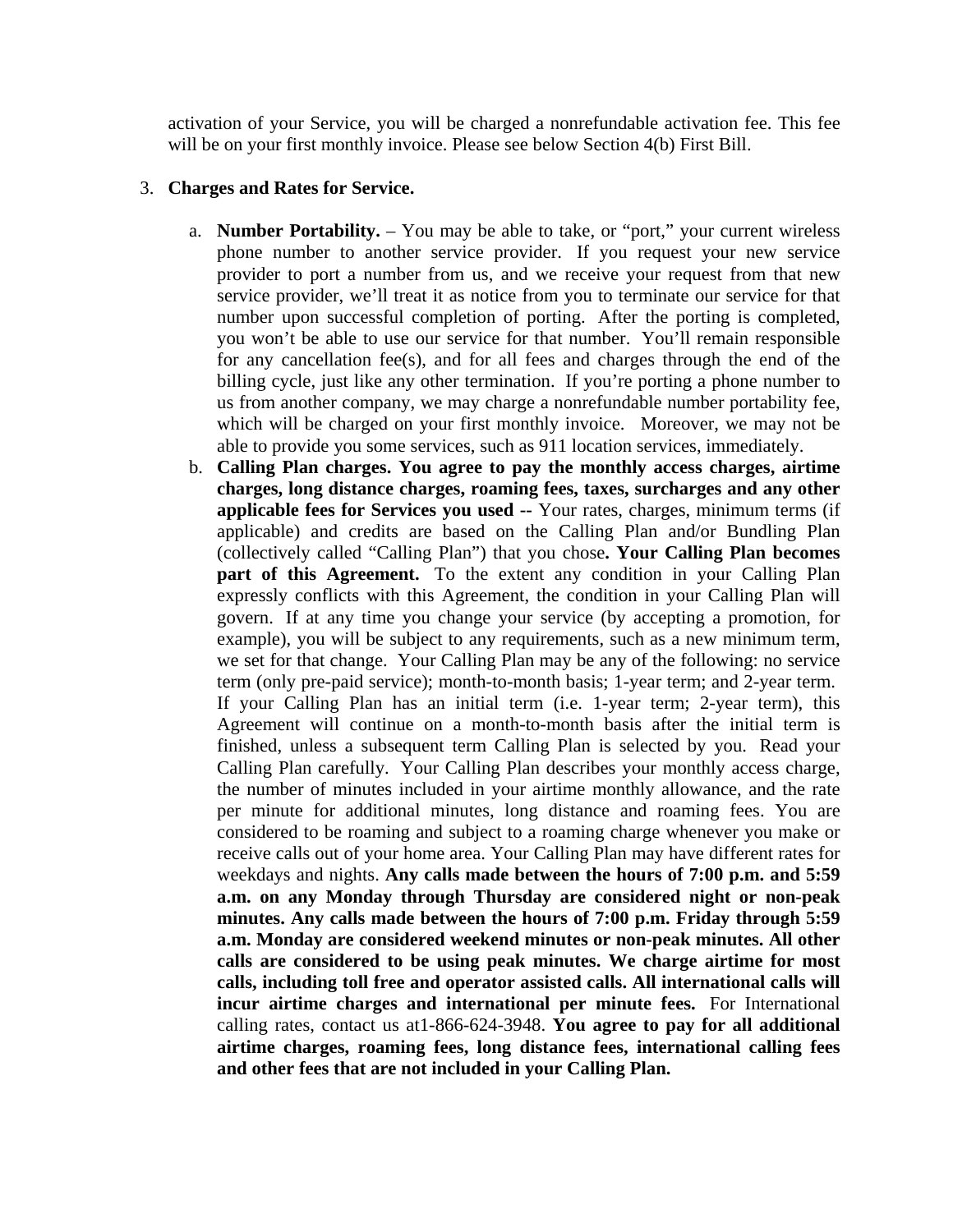activation of your Service, you will be charged a nonrefundable activation fee. This fee will be on your first monthly invoice. Please see below Section 4(b) First Bill.

3. **Charges and Rates for Service.**

   a. **Number Portability.** – You may be able to take, or "port," your current wireless phone number to another service provider. If you request your new service provider to port a number from us, and we receive your request from that new service provider, we'll treat it as notice from you to terminate our service for that number upon successful completion of porting. After the porting is completed, you won't be able to use our service for that number. You'll remain responsible for any cancellation fee(s), and for all fees and charges through the end of the billing cycle, just like any other termination. If you're porting a phone number to us from another company, we may charge a nonrefundable number portability fee, which will be charged on your first monthly invoice. Moreover, we may not be able to provide you some services, such as 911 location services, immediately.

   b. **Calling Plan charges. You agree to pay the monthly access charges, airtime charges, long distance charges, roaming fees, taxes, surcharges and any other applicable fees for Services you used --** Your rates, charges, minimum terms (if applicable) and credits are based on the Calling Plan and/or Bundling Plan (collectively called "Calling Plan") that you chose**. Your Calling Plan becomes part of this Agreement.** To the extent any condition in your Calling Plan expressly conflicts with this Agreement, the condition in your Calling Plan will govern. If at any time you change your service (by accepting a promotion, for example), you will be subject to any requirements, such as a new minimum term, we set for that change. Your Calling Plan may be any of the following: no service term (only pre-paid service); month-to-month basis; 1-year term; and 2-year term. If your Calling Plan has an initial term (i.e. 1-year term; 2-year term), this Agreement will continue on a month-to-month basis after the initial term is finished, unless a subsequent term Calling Plan is selected by you. Read your Calling Plan carefully. Your Calling Plan describes your monthly access charge, the number of minutes included in your airtime monthly allowance, and the rate per minute for additional minutes, long distance and roaming fees. You are considered to be roaming and subject to a roaming charge whenever you make or receive calls out of your home area. Your Calling Plan may have different rates for weekdays and nights. **Any calls made between the hours of 7:00 p.m. and 5:59 a.m. on any Monday through Thursday are considered night or non-peak minutes. Any calls made between the hours of 7:00 p.m. Friday through 5:59 a.m. Monday are considered weekend minutes or non-peak minutes. All other calls are considered to be using peak minutes. We charge airtime for most calls, including toll free and operator assisted calls. All international calls will incur airtime charges and international per minute fees.** For International calling rates, contact us at1-866-624-3948. **You agree to pay for all additional airtime charges, roaming fees, long distance fees, international calling fees and other fees that are not included in your Calling Plan.**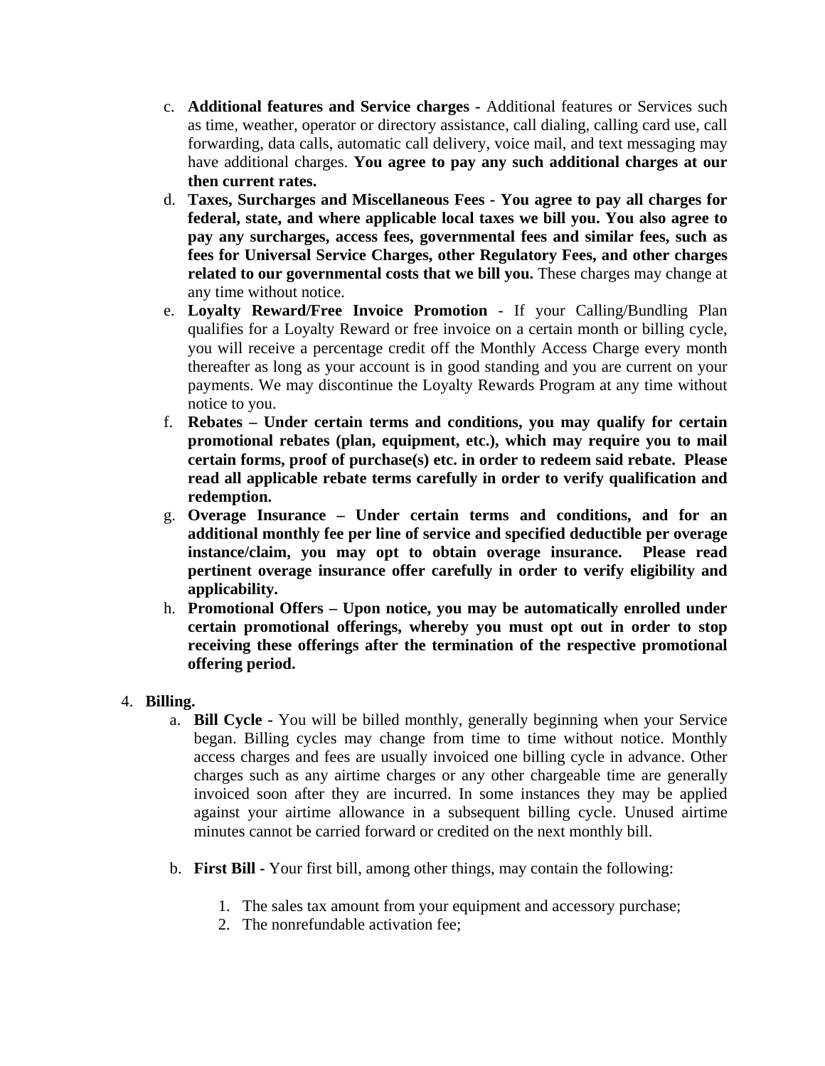c. **Additional features and Service charges -** Additional features or Services such as time, weather, operator or directory assistance, call dialing, calling card use, call forwarding, data calls, automatic call delivery, voice mail, and text messaging may have additional charges. **You agree to pay any such additional charges at our then current rates.**

d. **Taxes, Surcharges and Miscellaneous Fees - You agree to pay all charges for federal, state, and where applicable local taxes we bill you. You also agree to pay any surcharges, access fees, governmental fees and similar fees, such as fees for Universal Service Charges, other Regulatory Fees, and other charges related to our governmental costs that we bill you.** These charges may change at any time without notice.

e. **Loyalty Reward/Free Invoice Promotion** - If your Calling/Bundling Plan qualifies for a Loyalty Reward or free invoice on a certain month or billing cycle, you will receive a percentage credit off the Monthly Access Charge every month thereafter as long as your account is in good standing and you are current on your payments. We may discontinue the Loyalty Rewards Program at any time without notice to you.

f. **Rebates – Under certain terms and conditions, you may qualify for certain promotional rebates (plan, equipment, etc.), which may require you to mail certain forms, proof of purchase(s) etc. in order to redeem said rebate. Please read all applicable rebate terms carefully in order to verify qualification and redemption.**

g. **Overage Insurance – Under certain terms and conditions, and for an additional monthly fee per line of service and specified deductible per overage instance/claim, you may opt to obtain overage insurance. Please read pertinent overage insurance offer carefully in order to verify eligibility and applicability.**

h. **Promotional Offers – Upon notice, you may be automatically enrolled under certain promotional offerings, whereby you must opt out in order to stop receiving these offerings after the termination of the respective promotional offering period.**

4. **Billing.**

   a. **Bill Cycle -** You will be billed monthly, generally beginning when your Service began. Billing cycles may change from time to time without notice. Monthly access charges and fees are usually invoiced one billing cycle in advance. Other charges such as any airtime charges or any other chargeable time are generally invoiced soon after they are incurred. In some instances they may be applied against your airtime allowance in a subsequent billing cycle. Unused airtime minutes cannot be carried forward or credited on the next monthly bill.

   b. **First Bill -** Your first bill, among other things, may contain the following:

      1. The sales tax amount from your equipment and accessory purchase;
      2. The nonrefundable activation fee;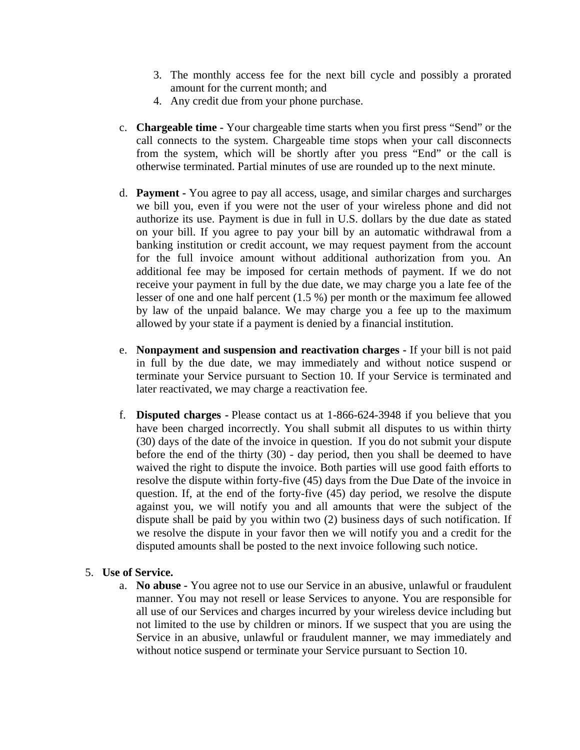3. The monthly access fee for the next bill cycle and possibly a prorated amount for the current month; and
4. Any credit due from your phone purchase.

c. **Chargeable time -** Your chargeable time starts when you first press "Send" or the call connects to the system. Chargeable time stops when your call disconnects from the system, which will be shortly after you press "End" or the call is otherwise terminated. Partial minutes of use are rounded up to the next minute.

d. **Payment -** You agree to pay all access, usage, and similar charges and surcharges we bill you, even if you were not the user of your wireless phone and did not authorize its use. Payment is due in full in U.S. dollars by the due date as stated on your bill. If you agree to pay your bill by an automatic withdrawal from a banking institution or credit account, we may request payment from the account for the full invoice amount without additional authorization from you. An additional fee may be imposed for certain methods of payment. If we do not receive your payment in full by the due date, we may charge you a late fee of the lesser of one and one half percent (1.5 %) per month or the maximum fee allowed by law of the unpaid balance. We may charge you a fee up to the maximum allowed by your state if a payment is denied by a financial institution.

e. **Nonpayment and suspension and reactivation charges -** If your bill is not paid in full by the due date, we may immediately and without notice suspend or terminate your Service pursuant to Section 10. If your Service is terminated and later reactivated, we may charge a reactivation fee.

f. **Disputed charges -** Please contact us at 1-866-624-3948 if you believe that you have been charged incorrectly. You shall submit all disputes to us within thirty (30) days of the date of the invoice in question. If you do not submit your dispute before the end of the thirty (30) - day period, then you shall be deemed to have waived the right to dispute the invoice. Both parties will use good faith efforts to resolve the dispute within forty-five (45) days from the Due Date of the invoice in question. If, at the end of the forty-five (45) day period, we resolve the dispute against you, we will notify you and all amounts that were the subject of the dispute shall be paid by you within two (2) business days of such notification. If we resolve the dispute in your favor then we will notify you and a credit for the disputed amounts shall be posted to the next invoice following such notice.

5. **Use of Service.**
   a. **No abuse -** You agree not to use our Service in an abusive, unlawful or fraudulent manner. You may not resell or lease Services to anyone. You are responsible for all use of our Services and charges incurred by your wireless device including but not limited to the use by children or minors. If we suspect that you are using the Service in an abusive, unlawful or fraudulent manner, we may immediately and without notice suspend or terminate your Service pursuant to Section 10.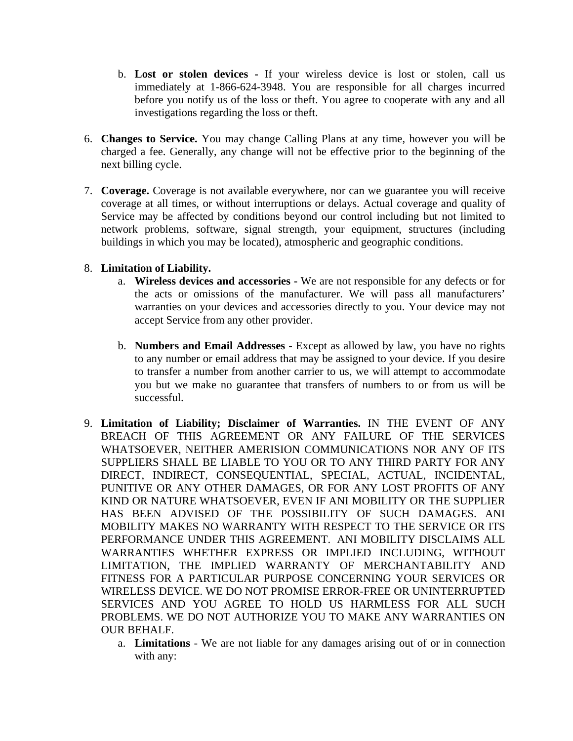b. **Lost or stolen devices -** If your wireless device is lost or stolen, call us immediately at 1-866-624-3948. You are responsible for all charges incurred before you notify us of the loss or theft. You agree to cooperate with any and all investigations regarding the loss or theft.

6. **Changes to Service.** You may change Calling Plans at any time, however you will be charged a fee. Generally, any change will not be effective prior to the beginning of the next billing cycle.

7. **Coverage.** Coverage is not available everywhere, nor can we guarantee you will receive coverage at all times, or without interruptions or delays. Actual coverage and quality of Service may be affected by conditions beyond our control including but not limited to network problems, software, signal strength, your equipment, structures (including buildings in which you may be located), atmospheric and geographic conditions.

8. **Limitation of Liability.**
   a. **Wireless devices and accessories -** We are not responsible for any defects or for the acts or omissions of the manufacturer. We will pass all manufacturers' warranties on your devices and accessories directly to you. Your device may not accept Service from any other provider.

   b. **Numbers and Email Addresses -** Except as allowed by law, you have no rights to any number or email address that may be assigned to your device. If you desire to transfer a number from another carrier to us, we will attempt to accommodate you but we make no guarantee that transfers of numbers to or from us will be successful.

9. **Limitation of Liability; Disclaimer of Warranties.** IN THE EVENT OF ANY BREACH OF THIS AGREEMENT OR ANY FAILURE OF THE SERVICES WHATSOEVER, NEITHER AMERISION COMMUNICATIONS NOR ANY OF ITS SUPPLIERS SHALL BE LIABLE TO YOU OR TO ANY THIRD PARTY FOR ANY DIRECT, INDIRECT, CONSEQUENTIAL, SPECIAL, ACTUAL, INCIDENTAL, PUNITIVE OR ANY OTHER DAMAGES, OR FOR ANY LOST PROFITS OF ANY KIND OR NATURE WHATSOEVER, EVEN IF ANI MOBILITY OR THE SUPPLIER HAS BEEN ADVISED OF THE POSSIBILITY OF SUCH DAMAGES. ANI MOBILITY MAKES NO WARRANTY WITH RESPECT TO THE SERVICE OR ITS PERFORMANCE UNDER THIS AGREEMENT. ANI MOBILITY DISCLAIMS ALL WARRANTIES WHETHER EXPRESS OR IMPLIED INCLUDING, WITHOUT LIMITATION, THE IMPLIED WARRANTY OF MERCHANTABILITY AND FITNESS FOR A PARTICULAR PURPOSE CONCERNING YOUR SERVICES OR WIRELESS DEVICE. WE DO NOT PROMISE ERROR-FREE OR UNINTERRUPTED SERVICES AND YOU AGREE TO HOLD US HARMLESS FOR ALL SUCH PROBLEMS. WE DO NOT AUTHORIZE YOU TO MAKE ANY WARRANTIES ON OUR BEHALF.
   a. **Limitations** - We are not liable for any damages arising out of or in connection with any: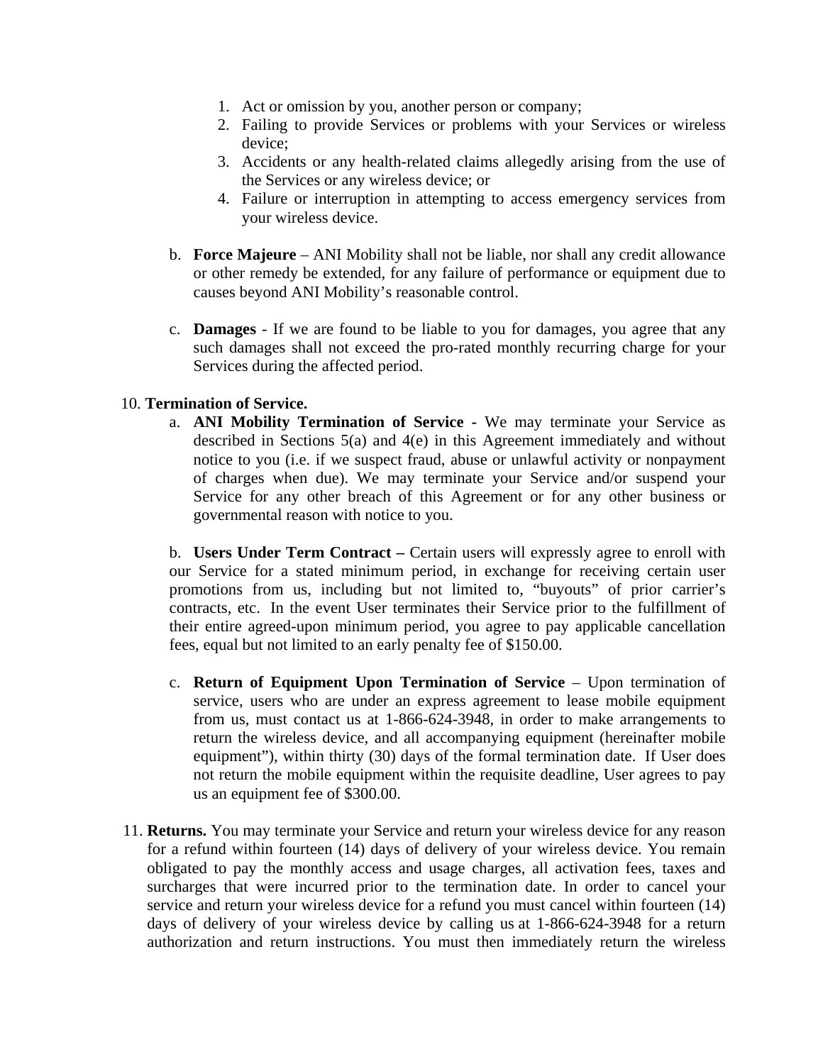1. Act or omission by you, another person or company;
2. Failing to provide Services or problems with your Services or wireless device;
3. Accidents or any health-related claims allegedly arising from the use of the Services or any wireless device; or
4. Failure or interruption in attempting to access emergency services from your wireless device.

b. **Force Majeure** – ANI Mobility shall not be liable, nor shall any credit allowance or other remedy be extended, for any failure of performance or equipment due to causes beyond ANI Mobility's reasonable control.

c. **Damages** - If we are found to be liable to you for damages, you agree that any such damages shall not exceed the pro-rated monthly recurring charge for your Services during the affected period.

10. **Termination of Service.**

a. **ANI Mobility Termination of Service -** We may terminate your Service as described in Sections 5(a) and 4(e) in this Agreement immediately and without notice to you (i.e. if we suspect fraud, abuse or unlawful activity or nonpayment of charges when due). We may terminate your Service and/or suspend your Service for any other breach of this Agreement or for any other business or governmental reason with notice to you.

b. **Users Under Term Contract –** Certain users will expressly agree to enroll with our Service for a stated minimum period, in exchange for receiving certain user promotions from us, including but not limited to, "buyouts" of prior carrier's contracts, etc. In the event User terminates their Service prior to the fulfillment of their entire agreed-upon minimum period, you agree to pay applicable cancellation fees, equal but not limited to an early penalty fee of $150.00.

c. **Return of Equipment Upon Termination of Service** – Upon termination of service, users who are under an express agreement to lease mobile equipment from us, must contact us at 1-866-624-3948, in order to make arrangements to return the wireless device, and all accompanying equipment (hereinafter mobile equipment"), within thirty (30) days of the formal termination date. If User does not return the mobile equipment within the requisite deadline, User agrees to pay us an equipment fee of $300.00.

11. **Returns.** You may terminate your Service and return your wireless device for any reason for a refund within fourteen (14) days of delivery of your wireless device. You remain obligated to pay the monthly access and usage charges, all activation fees, taxes and surcharges that were incurred prior to the termination date. In order to cancel your service and return your wireless device for a refund you must cancel within fourteen (14) days of delivery of your wireless device by calling us at 1-866-624-3948 for a return authorization and return instructions. You must then immediately return the wireless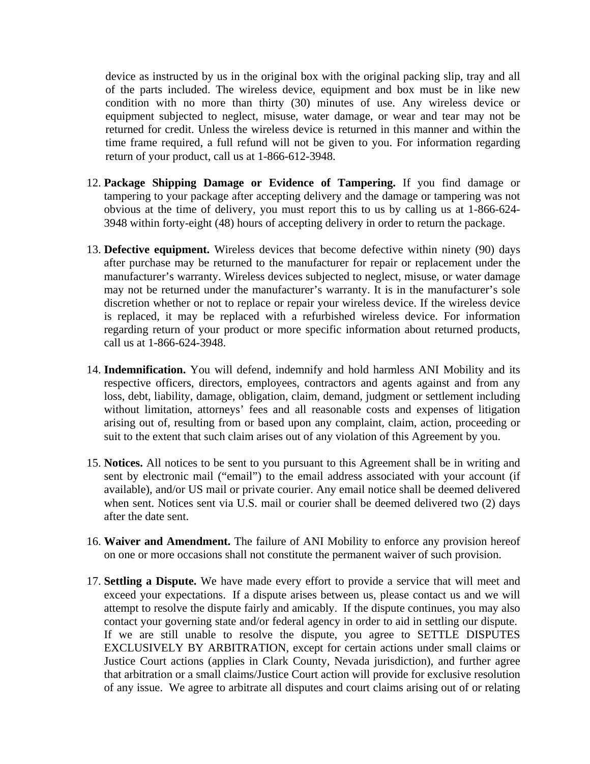device as instructed by us in the original box with the original packing slip, tray and all of the parts included. The wireless device, equipment and box must be in like new condition with no more than thirty (30) minutes of use. Any wireless device or equipment subjected to neglect, misuse, water damage, or wear and tear may not be returned for credit. Unless the wireless device is returned in this manner and within the time frame required, a full refund will not be given to you. For information regarding return of your product, call us at 1-866-612-3948.

12. **Package Shipping Damage or Evidence of Tampering.** If you find damage or tampering to your package after accepting delivery and the damage or tampering was not obvious at the time of delivery, you must report this to us by calling us at 1-866-624-3948 within forty-eight (48) hours of accepting delivery in order to return the package.

13. **Defective equipment.** Wireless devices that become defective within ninety (90) days after purchase may be returned to the manufacturer for repair or replacement under the manufacturer's warranty. Wireless devices subjected to neglect, misuse, or water damage may not be returned under the manufacturer's warranty. It is in the manufacturer's sole discretion whether or not to replace or repair your wireless device. If the wireless device is replaced, it may be replaced with a refurbished wireless device. For information regarding return of your product or more specific information about returned products, call us at 1-866-624-3948.

14. **Indemnification.** You will defend, indemnify and hold harmless ANI Mobility and its respective officers, directors, employees, contractors and agents against and from any loss, debt, liability, damage, obligation, claim, demand, judgment or settlement including without limitation, attorneys' fees and all reasonable costs and expenses of litigation arising out of, resulting from or based upon any complaint, claim, action, proceeding or suit to the extent that such claim arises out of any violation of this Agreement by you.

15. **Notices.** All notices to be sent to you pursuant to this Agreement shall be in writing and sent by electronic mail ("email") to the email address associated with your account (if available), and/or US mail or private courier. Any email notice shall be deemed delivered when sent. Notices sent via U.S. mail or courier shall be deemed delivered two (2) days after the date sent.

16. **Waiver and Amendment.** The failure of ANI Mobility to enforce any provision hereof on one or more occasions shall not constitute the permanent waiver of such provision.

17. **Settling a Dispute.** We have made every effort to provide a service that will meet and exceed your expectations. If a dispute arises between us, please contact us and we will attempt to resolve the dispute fairly and amicably. If the dispute continues, you may also contact your governing state and/or federal agency in order to aid in settling our dispute. If we are still unable to resolve the dispute, you agree to SETTLE DISPUTES EXCLUSIVELY BY ARBITRATION, except for certain actions under small claims or Justice Court actions (applies in Clark County, Nevada jurisdiction), and further agree that arbitration or a small claims/Justice Court action will provide for exclusive resolution of any issue. We agree to arbitrate all disputes and court claims arising out of or relating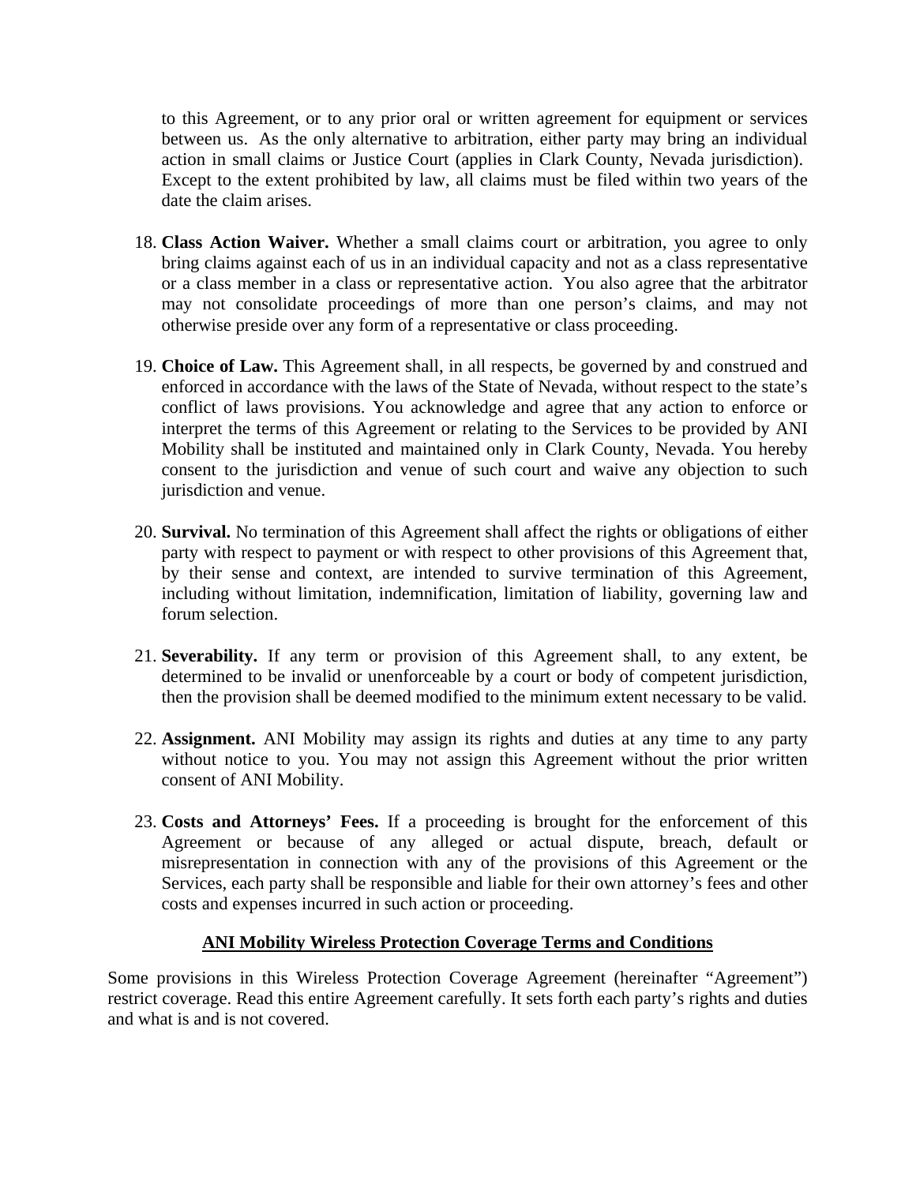to this Agreement, or to any prior oral or written agreement for equipment or services between us. As the only alternative to arbitration, either party may bring an individual action in small claims or Justice Court (applies in Clark County, Nevada jurisdiction). Except to the extent prohibited by law, all claims must be filed within two years of the date the claim arises.

18. **Class Action Waiver.** Whether a small claims court or arbitration, you agree to only bring claims against each of us in an individual capacity and not as a class representative or a class member in a class or representative action. You also agree that the arbitrator may not consolidate proceedings of more than one person's claims, and may not otherwise preside over any form of a representative or class proceeding.

19. **Choice of Law.** This Agreement shall, in all respects, be governed by and construed and enforced in accordance with the laws of the State of Nevada, without respect to the state's conflict of laws provisions. You acknowledge and agree that any action to enforce or interpret the terms of this Agreement or relating to the Services to be provided by ANI Mobility shall be instituted and maintained only in Clark County, Nevada. You hereby consent to the jurisdiction and venue of such court and waive any objection to such jurisdiction and venue.

20. **Survival.** No termination of this Agreement shall affect the rights or obligations of either party with respect to payment or with respect to other provisions of this Agreement that, by their sense and context, are intended to survive termination of this Agreement, including without limitation, indemnification, limitation of liability, governing law and forum selection.

21. **Severability.** If any term or provision of this Agreement shall, to any extent, be determined to be invalid or unenforceable by a court or body of competent jurisdiction, then the provision shall be deemed modified to the minimum extent necessary to be valid.

22. **Assignment.** ANI Mobility may assign its rights and duties at any time to any party without notice to you. You may not assign this Agreement without the prior written consent of ANI Mobility.

23. **Costs and Attorneys' Fees.** If a proceeding is brought for the enforcement of this Agreement or because of any alleged or actual dispute, breach, default or misrepresentation in connection with any of the provisions of this Agreement or the Services, each party shall be responsible and liable for their own attorney's fees and other costs and expenses incurred in such action or proceeding.

## ANI Mobility Wireless Protection Coverage Terms and Conditions

Some provisions in this Wireless Protection Coverage Agreement (hereinafter "Agreement") restrict coverage. Read this entire Agreement carefully. It sets forth each party's rights and duties and what is and is not covered.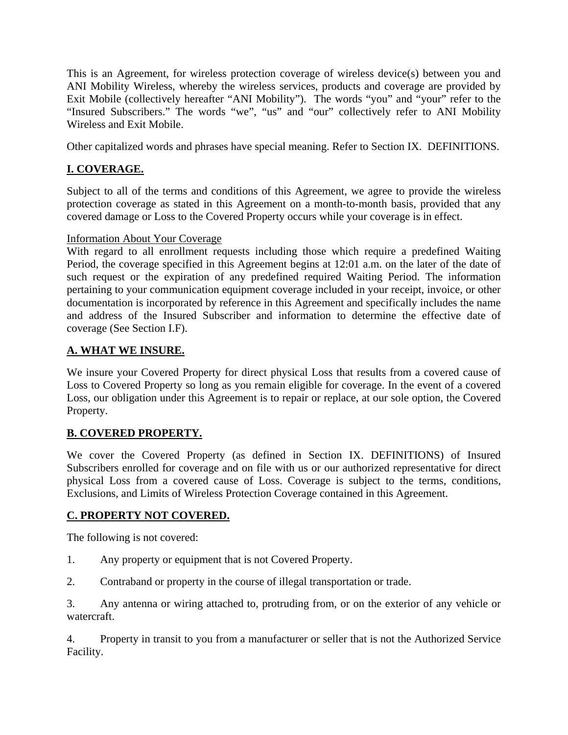This is an Agreement, for wireless protection coverage of wireless device(s) between you and ANI Mobility Wireless, whereby the wireless services, products and coverage are provided by Exit Mobile (collectively hereafter "ANI Mobility"). The words "you" and "your" refer to the "Insured Subscribers." The words "we", "us" and "our" collectively refer to ANI Mobility Wireless and Exit Mobile.

Other capitalized words and phrases have special meaning. Refer to Section IX. DEFINITIONS.

## I. COVERAGE.

Subject to all of the terms and conditions of this Agreement, we agree to provide the wireless protection coverage as stated in this Agreement on a month-to-month basis, provided that any covered damage or Loss to the Covered Property occurs while your coverage is in effect.

Information About Your Coverage

With regard to all enrollment requests including those which require a predefined Waiting Period, the coverage specified in this Agreement begins at 12:01 a.m. on the later of the date of such request or the expiration of any predefined required Waiting Period. The information pertaining to your communication equipment coverage included in your receipt, invoice, or other documentation is incorporated by reference in this Agreement and specifically includes the name and address of the Insured Subscriber and information to determine the effective date of coverage (See Section I.F).

### A. WHAT WE INSURE.

We insure your Covered Property for direct physical Loss that results from a covered cause of Loss to Covered Property so long as you remain eligible for coverage. In the event of a covered Loss, our obligation under this Agreement is to repair or replace, at our sole option, the Covered Property.

### B. COVERED PROPERTY.

We cover the Covered Property (as defined in Section IX. DEFINITIONS) of Insured Subscribers enrolled for coverage and on file with us or our authorized representative for direct physical Loss from a covered cause of Loss. Coverage is subject to the terms, conditions, Exclusions, and Limits of Wireless Protection Coverage contained in this Agreement.

### C. PROPERTY NOT COVERED.

The following is not covered:

1. Any property or equipment that is not Covered Property.

2. Contraband or property in the course of illegal transportation or trade.

3. Any antenna or wiring attached to, protruding from, or on the exterior of any vehicle or watercraft.

4. Property in transit to you from a manufacturer or seller that is not the Authorized Service Facility.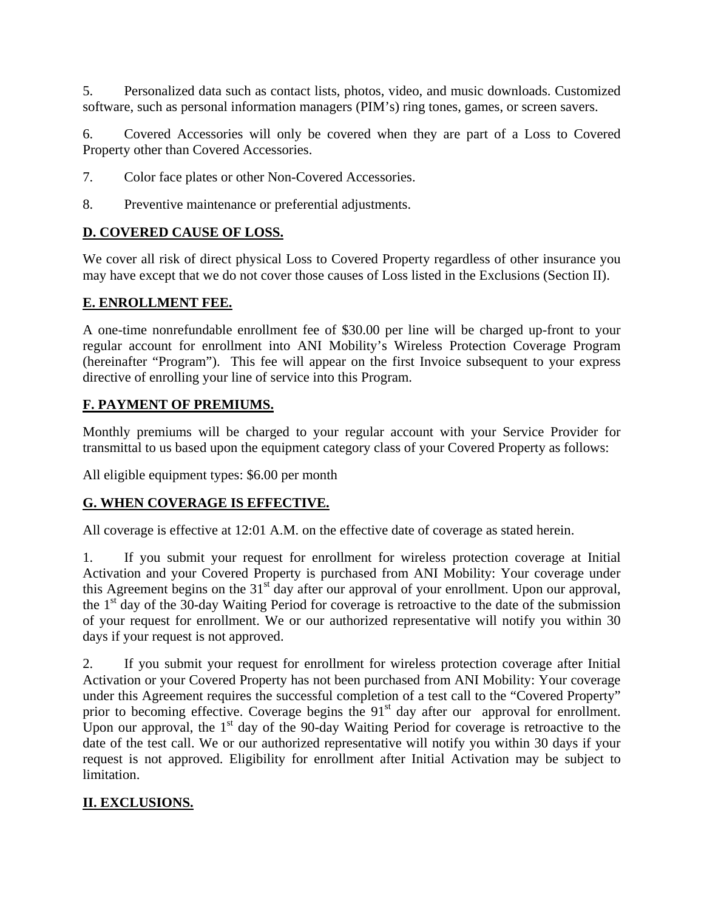5. Personalized data such as contact lists, photos, video, and music downloads. Customized software, such as personal information managers (PIM's) ring tones, games, or screen savers.

6. Covered Accessories will only be covered when they are part of a Loss to Covered Property other than Covered Accessories.

7. Color face plates or other Non-Covered Accessories.

8. Preventive maintenance or preferential adjustments.

## D. COVERED CAUSE OF LOSS.

We cover all risk of direct physical Loss to Covered Property regardless of other insurance you may have except that we do not cover those causes of Loss listed in the Exclusions (Section II).

## E. ENROLLMENT FEE.

A one-time nonrefundable enrollment fee of $30.00 per line will be charged up-front to your regular account for enrollment into ANI Mobility's Wireless Protection Coverage Program (hereinafter "Program"). This fee will appear on the first Invoice subsequent to your express directive of enrolling your line of service into this Program.

## F. PAYMENT OF PREMIUMS.

Monthly premiums will be charged to your regular account with your Service Provider for transmittal to us based upon the equipment category class of your Covered Property as follows:

All eligible equipment types: $6.00 per month

## G. WHEN COVERAGE IS EFFECTIVE.

All coverage is effective at 12:01 A.M. on the effective date of coverage as stated herein.

1. If you submit your request for enrollment for wireless protection coverage at Initial Activation and your Covered Property is purchased from ANI Mobility: Your coverage under this Agreement begins on the 31st day after our approval of your enrollment. Upon our approval, the 1st day of the 30-day Waiting Period for coverage is retroactive to the date of the submission of your request for enrollment. We or our authorized representative will notify you within 30 days if your request is not approved.

2. If you submit your request for enrollment for wireless protection coverage after Initial Activation or your Covered Property has not been purchased from ANI Mobility: Your coverage under this Agreement requires the successful completion of a test call to the "Covered Property" prior to becoming effective. Coverage begins the 91st day after our approval for enrollment. Upon our approval, the 1st day of the 90-day Waiting Period for coverage is retroactive to the date of the test call. We or our authorized representative will notify you within 30 days if your request is not approved. Eligibility for enrollment after Initial Activation may be subject to limitation.

# II. EXCLUSIONS.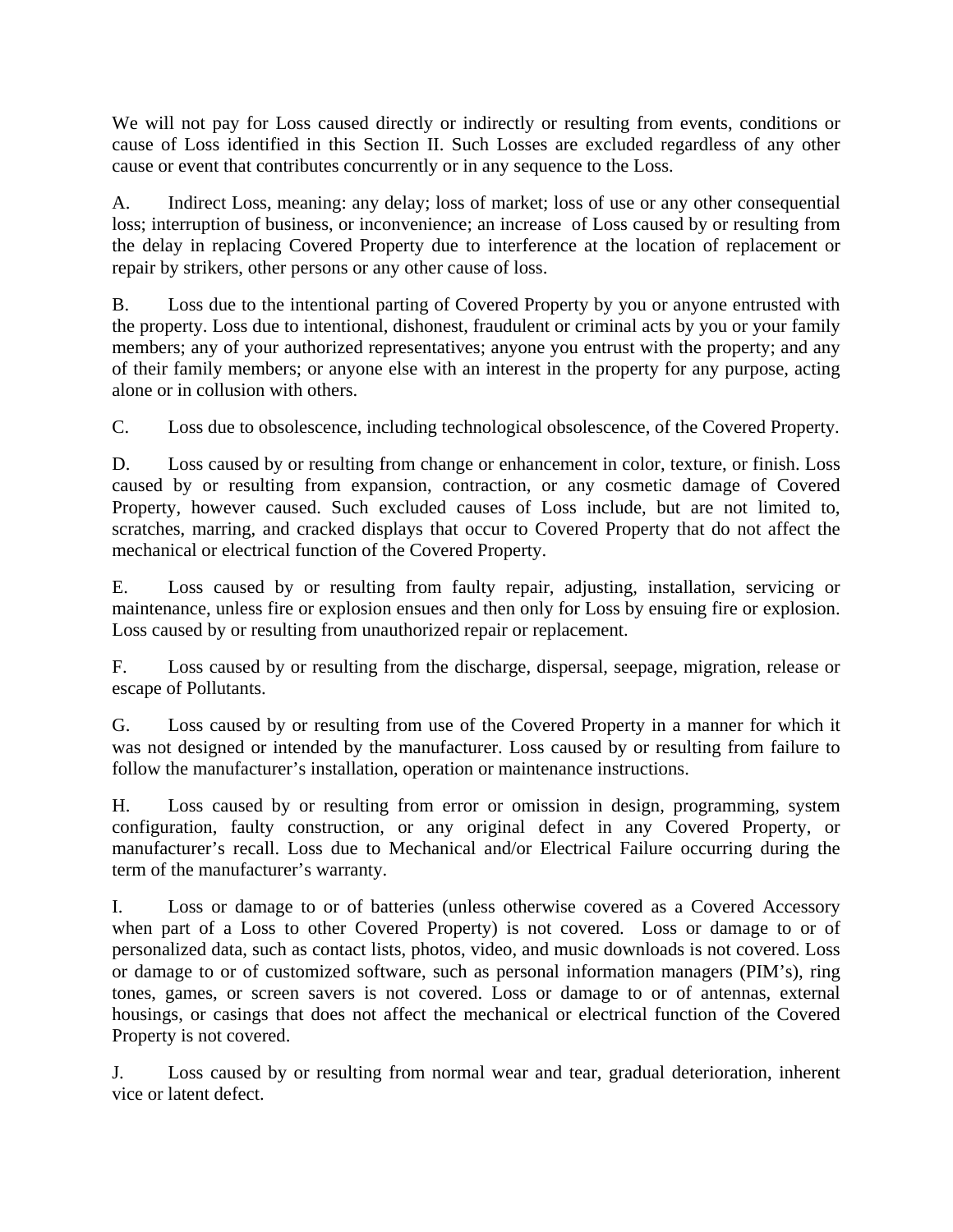We will not pay for Loss caused directly or indirectly or resulting from events, conditions or cause of Loss identified in this Section II. Such Losses are excluded regardless of any other cause or event that contributes concurrently or in any sequence to the Loss.

A. Indirect Loss, meaning: any delay; loss of market; loss of use or any other consequential loss; interruption of business, or inconvenience; an increase of Loss caused by or resulting from the delay in replacing Covered Property due to interference at the location of replacement or repair by strikers, other persons or any other cause of loss.

B. Loss due to the intentional parting of Covered Property by you or anyone entrusted with the property. Loss due to intentional, dishonest, fraudulent or criminal acts by you or your family members; any of your authorized representatives; anyone you entrust with the property; and any of their family members; or anyone else with an interest in the property for any purpose, acting alone or in collusion with others.

C. Loss due to obsolescence, including technological obsolescence, of the Covered Property.

D. Loss caused by or resulting from change or enhancement in color, texture, or finish. Loss caused by or resulting from expansion, contraction, or any cosmetic damage of Covered Property, however caused. Such excluded causes of Loss include, but are not limited to, scratches, marring, and cracked displays that occur to Covered Property that do not affect the mechanical or electrical function of the Covered Property.

E. Loss caused by or resulting from faulty repair, adjusting, installation, servicing or maintenance, unless fire or explosion ensues and then only for Loss by ensuing fire or explosion. Loss caused by or resulting from unauthorized repair or replacement.

F. Loss caused by or resulting from the discharge, dispersal, seepage, migration, release or escape of Pollutants.

G. Loss caused by or resulting from use of the Covered Property in a manner for which it was not designed or intended by the manufacturer. Loss caused by or resulting from failure to follow the manufacturer's installation, operation or maintenance instructions.

H. Loss caused by or resulting from error or omission in design, programming, system configuration, faulty construction, or any original defect in any Covered Property, or manufacturer's recall. Loss due to Mechanical and/or Electrical Failure occurring during the term of the manufacturer's warranty.

I. Loss or damage to or of batteries (unless otherwise covered as a Covered Accessory when part of a Loss to other Covered Property) is not covered. Loss or damage to or of personalized data, such as contact lists, photos, video, and music downloads is not covered. Loss or damage to or of customized software, such as personal information managers (PIM's), ring tones, games, or screen savers is not covered. Loss or damage to or of antennas, external housings, or casings that does not affect the mechanical or electrical function of the Covered Property is not covered.

J. Loss caused by or resulting from normal wear and tear, gradual deterioration, inherent vice or latent defect.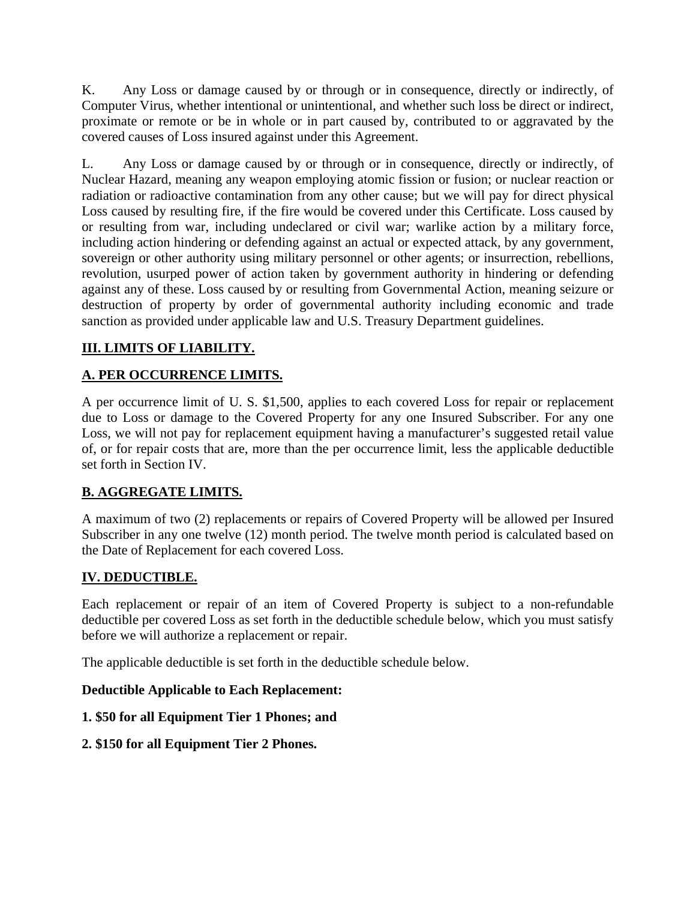K. Any Loss or damage caused by or through or in consequence, directly or indirectly, of Computer Virus, whether intentional or unintentional, and whether such loss be direct or indirect, proximate or remote or be in whole or in part caused by, contributed to or aggravated by the covered causes of Loss insured against under this Agreement.

L. Any Loss or damage caused by or through or in consequence, directly or indirectly, of Nuclear Hazard, meaning any weapon employing atomic fission or fusion; or nuclear reaction or radiation or radioactive contamination from any other cause; but we will pay for direct physical Loss caused by resulting fire, if the fire would be covered under this Certificate. Loss caused by or resulting from war, including undeclared or civil war; warlike action by a military force, including action hindering or defending against an actual or expected attack, by any government, sovereign or other authority using military personnel or other agents; or insurrection, rebellions, revolution, usurped power of action taken by government authority in hindering or defending against any of these. Loss caused by or resulting from Governmental Action, meaning seizure or destruction of property by order of governmental authority including economic and trade sanction as provided under applicable law and U.S. Treasury Department guidelines.

## III. LIMITS OF LIABILITY.

### A. PER OCCURRENCE LIMITS.

A per occurrence limit of U. S. $1,500, applies to each covered Loss for repair or replacement due to Loss or damage to the Covered Property for any one Insured Subscriber. For any one Loss, we will not pay for replacement equipment having a manufacturer's suggested retail value of, or for repair costs that are, more than the per occurrence limit, less the applicable deductible set forth in Section IV.

### B. AGGREGATE LIMITS.

A maximum of two (2) replacements or repairs of Covered Property will be allowed per Insured Subscriber in any one twelve (12) month period. The twelve month period is calculated based on the Date of Replacement for each covered Loss.

## IV. DEDUCTIBLE.

Each replacement or repair of an item of Covered Property is subject to a non-refundable deductible per covered Loss as set forth in the deductible schedule below, which you must satisfy before we will authorize a replacement or repair.

The applicable deductible is set forth in the deductible schedule below.

**Deductible Applicable to Each Replacement:**

**1. $50 for all Equipment Tier 1 Phones; and**

**2. $150 for all Equipment Tier 2 Phones.**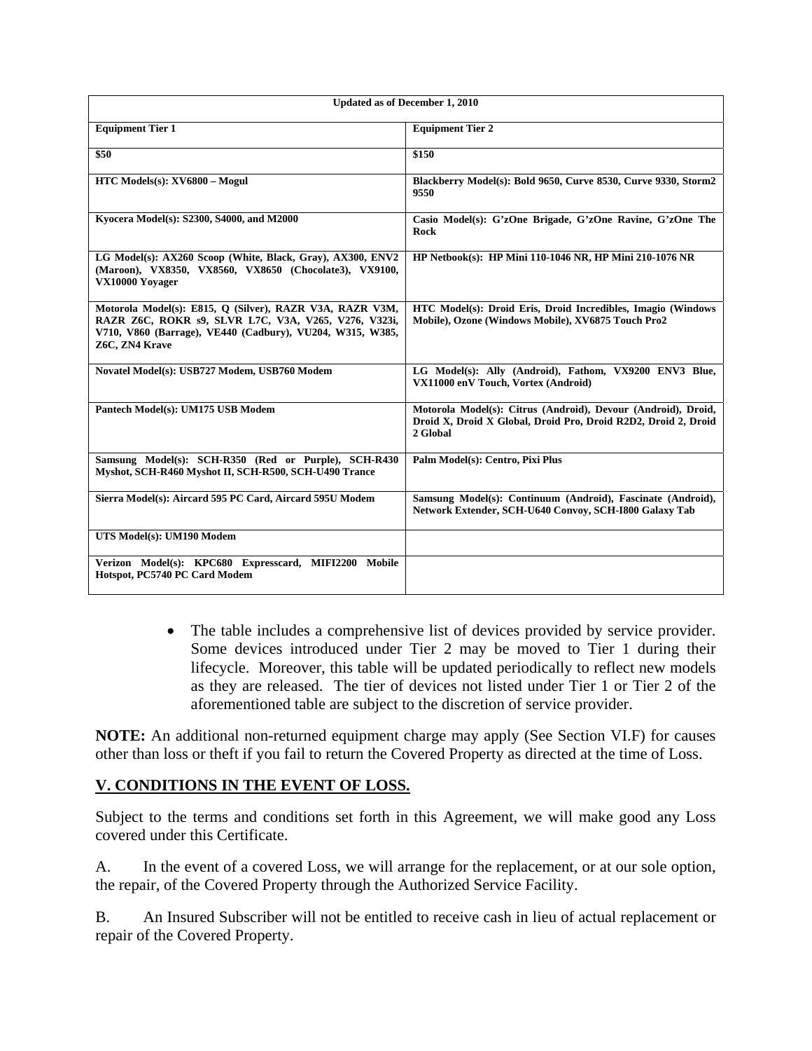| **Updated as of December 1, 2010** | |
|---|---|
| **Equipment Tier 1** | **Equipment Tier 2** |
| **$50** | **$150** |
| **HTC Models(s): XV6800 – Mogul** | **Blackberry Model(s): Bold 9650, Curve 8530, Curve 9330, Storm2 9550** |
| **Kyocera Model(s): S2300, S4000, and M2000** | **Casio Model(s): G'zOne Brigade, G'zOne Ravine, G'zOne The Rock** |
| **LG Model(s): AX260 Scoop (White, Black, Gray), AX300, ENV2 (Maroon), VX8350, VX8560, VX8650 (Chocolate3), VX9100, VX10000 Yoyager** | **HP Netbook(s): HP Mini 110-1046 NR, HP Mini 210-1076 NR** |
| **Motorola Model(s): E815, Q (Silver), RAZR V3A, RAZR V3M, RAZR Z6C, ROKR s9, SLVR L7C, V3A, V265, V276, V323i, V710, V860 (Barrage), VE440 (Cadbury), VU204, W315, W385, Z6C, ZN4 Krave** | **HTC Model(s): Droid Eris, Droid Incredibles, Imagio (Windows Mobile), Ozone (Windows Mobile), XV6875 Touch Pro2** |
| **Novatel Model(s): USB727 Modem, USB760 Modem** | **LG Model(s): Ally (Android), Fathom, VX9200 ENV3 Blue, VX11000 enV Touch, Vortex (Android)** |
| **Pantech Model(s): UM175 USB Modem** | **Motorola Model(s): Citrus (Android), Devour (Android), Droid, Droid X, Droid X Global, Droid Pro, Droid R2D2, Droid 2, Droid 2 Global** |
| **Samsung Model(s): SCH-R350 (Red or Purple), SCH-R430 Myshot, SCH-R460 Myshot II, SCH-R500, SCH-U490 Trance** | **Palm Model(s): Centro, Pixi Plus** |
| **Sierra Model(s): Aircard 595 PC Card, Aircard 595U Modem** | **Samsung Model(s): Continuum (Android), Fascinate (Android), Network Extender, SCH-U640 Convoy, SCH-I800 Galaxy Tab** |
| **UTS Model(s): UM190 Modem** | |
| **Verizon Model(s): KPC680 Expresscard, MIFI2200 Mobile Hotspot, PC5740 PC Card Modem** | |

- The table includes a comprehensive list of devices provided by service provider. Some devices introduced under Tier 2 may be moved to Tier 1 during their lifecycle. Moreover, this table will be updated periodically to reflect new models as they are released. The tier of devices not listed under Tier 1 or Tier 2 of the aforementioned table are subject to the discretion of service provider.

**NOTE:** An additional non-returned equipment charge may apply (See Section VI.F) for causes other than loss or theft if you fail to return the Covered Property as directed at the time of Loss.

## V. CONDITIONS IN THE EVENT OF LOSS.

Subject to the terms and conditions set forth in this Agreement, we will make good any Loss covered under this Certificate.

A. In the event of a covered Loss, we will arrange for the replacement, or at our sole option, the repair, of the Covered Property through the Authorized Service Facility.

B. An Insured Subscriber will not be entitled to receive cash in lieu of actual replacement or repair of the Covered Property.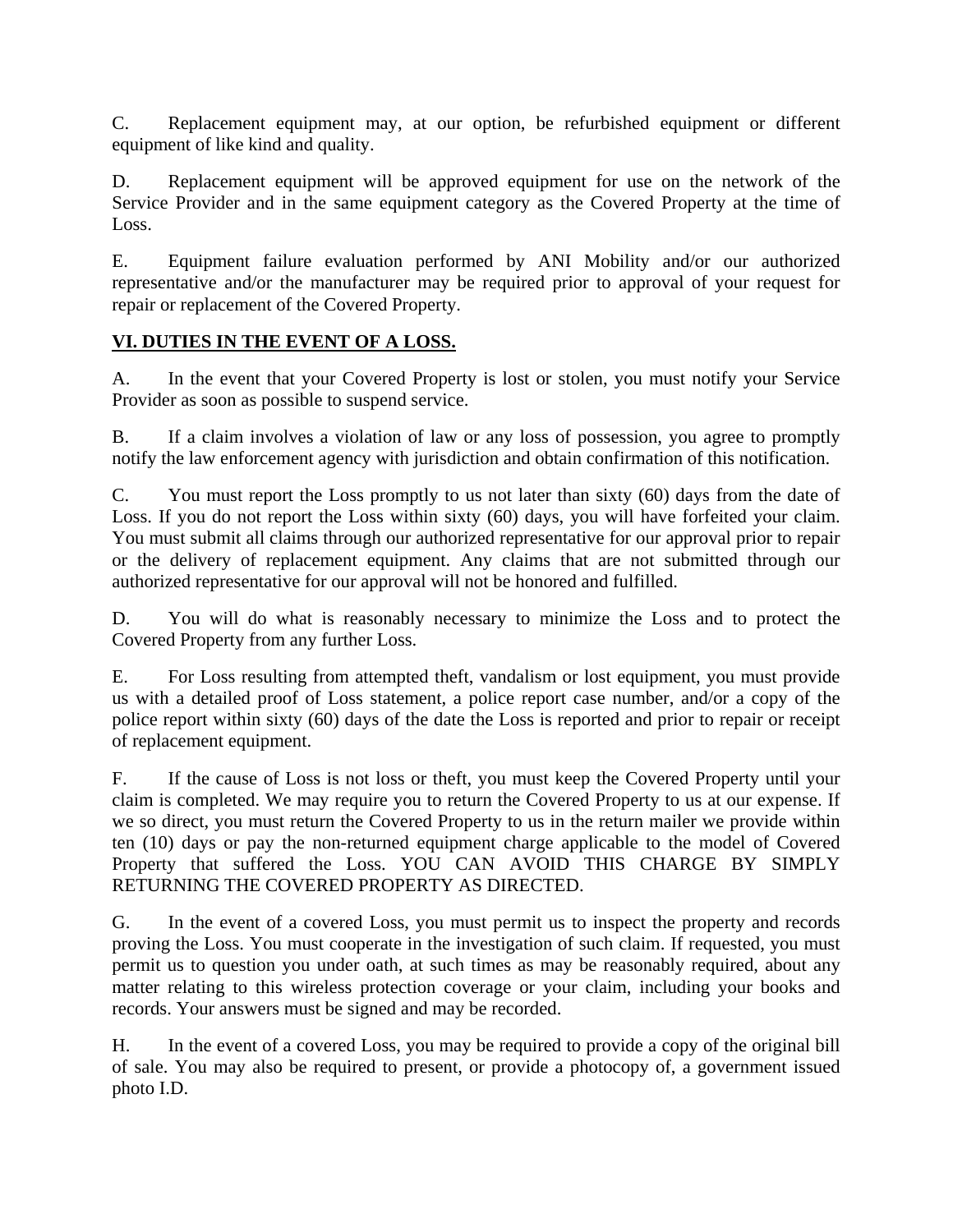C. Replacement equipment may, at our option, be refurbished equipment or different equipment of like kind and quality.

D. Replacement equipment will be approved equipment for use on the network of the Service Provider and in the same equipment category as the Covered Property at the time of Loss.

E. Equipment failure evaluation performed by ANI Mobility and/or our authorized representative and/or the manufacturer may be required prior to approval of your request for repair or replacement of the Covered Property.

## VI. DUTIES IN THE EVENT OF A LOSS.

A. In the event that your Covered Property is lost or stolen, you must notify your Service Provider as soon as possible to suspend service.

B. If a claim involves a violation of law or any loss of possession, you agree to promptly notify the law enforcement agency with jurisdiction and obtain confirmation of this notification.

C. You must report the Loss promptly to us not later than sixty (60) days from the date of Loss. If you do not report the Loss within sixty (60) days, you will have forfeited your claim. You must submit all claims through our authorized representative for our approval prior to repair or the delivery of replacement equipment. Any claims that are not submitted through our authorized representative for our approval will not be honored and fulfilled.

D. You will do what is reasonably necessary to minimize the Loss and to protect the Covered Property from any further Loss.

E. For Loss resulting from attempted theft, vandalism or lost equipment, you must provide us with a detailed proof of Loss statement, a police report case number, and/or a copy of the police report within sixty (60) days of the date the Loss is reported and prior to repair or receipt of replacement equipment.

F. If the cause of Loss is not loss or theft, you must keep the Covered Property until your claim is completed. We may require you to return the Covered Property to us at our expense. If we so direct, you must return the Covered Property to us in the return mailer we provide within ten (10) days or pay the non-returned equipment charge applicable to the model of Covered Property that suffered the Loss. YOU CAN AVOID THIS CHARGE BY SIMPLY RETURNING THE COVERED PROPERTY AS DIRECTED.

G. In the event of a covered Loss, you must permit us to inspect the property and records proving the Loss. You must cooperate in the investigation of such claim. If requested, you must permit us to question you under oath, at such times as may be reasonably required, about any matter relating to this wireless protection coverage or your claim, including your books and records. Your answers must be signed and may be recorded.

H. In the event of a covered Loss, you may be required to provide a copy of the original bill of sale. You may also be required to present, or provide a photocopy of, a government issued photo I.D.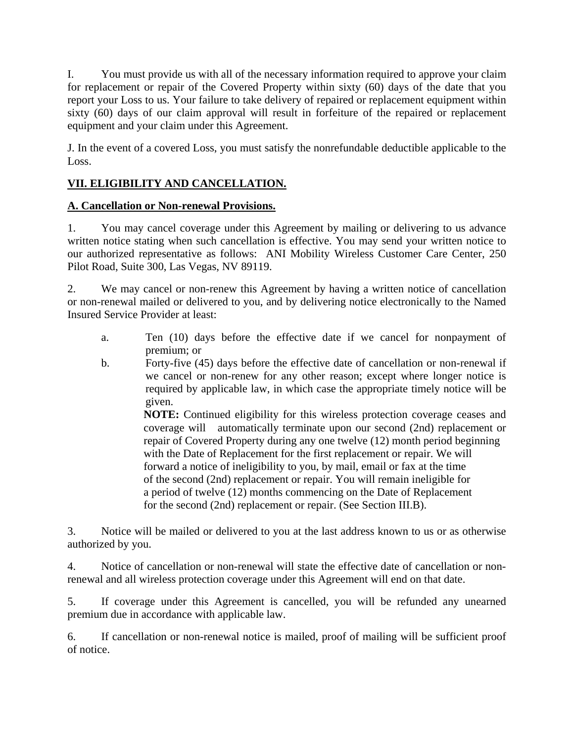I. You must provide us with all of the necessary information required to approve your claim for replacement or repair of the Covered Property within sixty (60) days of the date that you report your Loss to us. Your failure to take delivery of repaired or replacement equipment within sixty (60) days of our claim approval will result in forfeiture of the repaired or replacement equipment and your claim under this Agreement.

J. In the event of a covered Loss, you must satisfy the nonrefundable deductible applicable to the Loss.

## <u>VII. ELIGIBILITY AND CANCELLATION.</u>

### <u>A. Cancellation or Non-renewal Provisions.</u>

1. You may cancel coverage under this Agreement by mailing or delivering to us advance written notice stating when such cancellation is effective. You may send your written notice to our authorized representative as follows: ANI Mobility Wireless Customer Care Center, 250 Pilot Road, Suite 300, Las Vegas, NV 89119.

2. We may cancel or non-renew this Agreement by having a written notice of cancellation or non-renewal mailed or delivered to you, and by delivering notice electronically to the Named Insured Service Provider at least:

   a. Ten (10) days before the effective date if we cancel for nonpayment of premium; or

   b. Forty-five (45) days before the effective date of cancellation or non-renewal if we cancel or non-renew for any other reason; except where longer notice is required by applicable law, in which case the appropriate timely notice will be given.

   **NOTE:** Continued eligibility for this wireless protection coverage ceases and coverage will automatically terminate upon our second (2nd) replacement or repair of Covered Property during any one twelve (12) month period beginning with the Date of Replacement for the first replacement or repair. We will forward a notice of ineligibility to you, by mail, email or fax at the time of the second (2nd) replacement or repair. You will remain ineligible for a period of twelve (12) months commencing on the Date of Replacement for the second (2nd) replacement or repair. (See Section III.B).

3. Notice will be mailed or delivered to you at the last address known to us or as otherwise authorized by you.

4. Notice of cancellation or non-renewal will state the effective date of cancellation or non-renewal and all wireless protection coverage under this Agreement will end on that date.

5. If coverage under this Agreement is cancelled, you will be refunded any unearned premium due in accordance with applicable law.

6. If cancellation or non-renewal notice is mailed, proof of mailing will be sufficient proof of notice.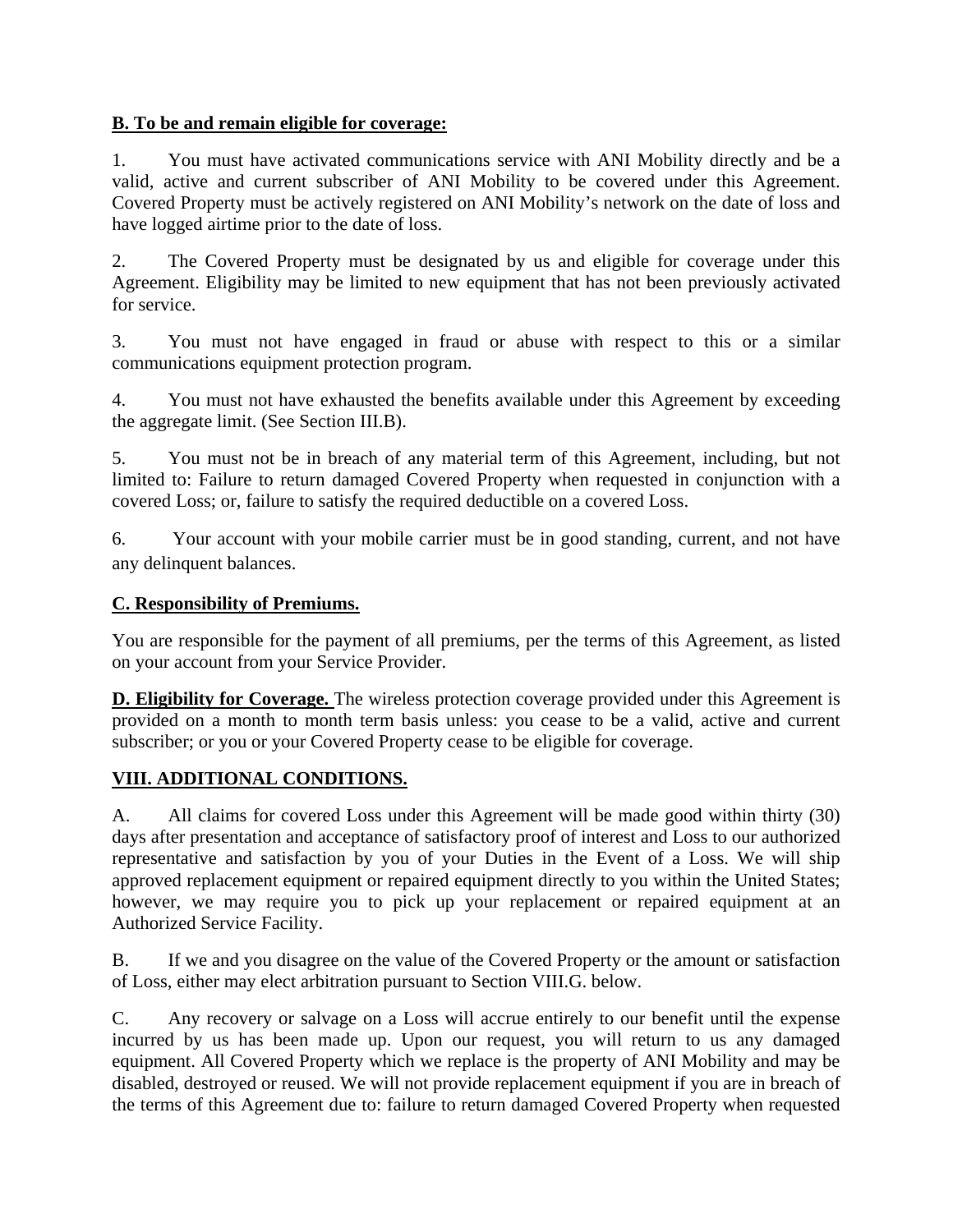**B. To be and remain eligible for coverage:**

1. You must have activated communications service with ANI Mobility directly and be a valid, active and current subscriber of ANI Mobility to be covered under this Agreement. Covered Property must be actively registered on ANI Mobility's network on the date of loss and have logged airtime prior to the date of loss.

2. The Covered Property must be designated by us and eligible for coverage under this Agreement. Eligibility may be limited to new equipment that has not been previously activated for service.

3. You must not have engaged in fraud or abuse with respect to this or a similar communications equipment protection program.

4. You must not have exhausted the benefits available under this Agreement by exceeding the aggregate limit. (See Section III.B).

5. You must not be in breach of any material term of this Agreement, including, but not limited to: Failure to return damaged Covered Property when requested in conjunction with a covered Loss; or, failure to satisfy the required deductible on a covered Loss.

6. Your account with your mobile carrier must be in good standing, current, and not have any delinquent balances.

**C. Responsibility of Premiums.**

You are responsible for the payment of all premiums, per the terms of this Agreement, as listed on your account from your Service Provider.

**D. Eligibility for Coverage.** The wireless protection coverage provided under this Agreement is provided on a month to month term basis unless: you cease to be a valid, active and current subscriber; or you or your Covered Property cease to be eligible for coverage.

## VIII. ADDITIONAL CONDITIONS.

A. All claims for covered Loss under this Agreement will be made good within thirty (30) days after presentation and acceptance of satisfactory proof of interest and Loss to our authorized representative and satisfaction by you of your Duties in the Event of a Loss. We will ship approved replacement equipment or repaired equipment directly to you within the United States; however, we may require you to pick up your replacement or repaired equipment at an Authorized Service Facility.

B. If we and you disagree on the value of the Covered Property or the amount or satisfaction of Loss, either may elect arbitration pursuant to Section VIII.G. below.

C. Any recovery or salvage on a Loss will accrue entirely to our benefit until the expense incurred by us has been made up. Upon our request, you will return to us any damaged equipment. All Covered Property which we replace is the property of ANI Mobility and may be disabled, destroyed or reused. We will not provide replacement equipment if you are in breach of the terms of this Agreement due to: failure to return damaged Covered Property when requested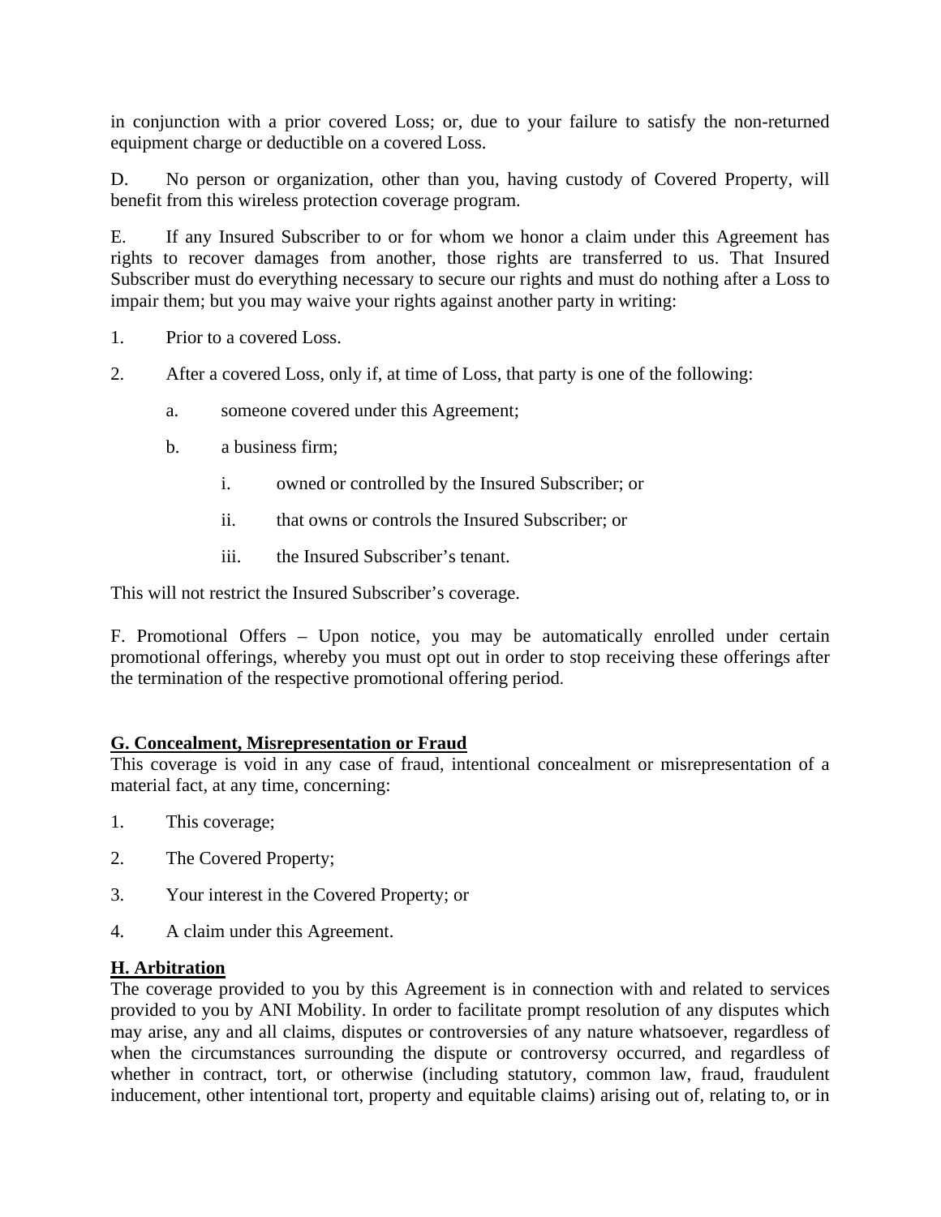in conjunction with a prior covered Loss; or, due to your failure to satisfy the non-returned equipment charge or deductible on a covered Loss.

D. No person or organization, other than you, having custody of Covered Property, will benefit from this wireless protection coverage program.

E. If any Insured Subscriber to or for whom we honor a claim under this Agreement has rights to recover damages from another, those rights are transferred to us. That Insured Subscriber must do everything necessary to secure our rights and must do nothing after a Loss to impair them; but you may waive your rights against another party in writing:

1. Prior to a covered Loss.

2. After a covered Loss, only if, at time of Loss, that party is one of the following:

   a. someone covered under this Agreement;

   b. a business firm;

      i. owned or controlled by the Insured Subscriber; or

      ii. that owns or controls the Insured Subscriber; or

      iii. the Insured Subscriber's tenant.

This will not restrict the Insured Subscriber's coverage.

F. Promotional Offers – Upon notice, you may be automatically enrolled under certain promotional offerings, whereby you must opt out in order to stop receiving these offerings after the termination of the respective promotional offering period.

**G. Concealment, Misrepresentation or Fraud**

This coverage is void in any case of fraud, intentional concealment or misrepresentation of a material fact, at any time, concerning:

1. This coverage;

2. The Covered Property;

3. Your interest in the Covered Property; or

4. A claim under this Agreement.

**H. Arbitration**

The coverage provided to you by this Agreement is in connection with and related to services provided to you by ANI Mobility. In order to facilitate prompt resolution of any disputes which may arise, any and all claims, disputes or controversies of any nature whatsoever, regardless of when the circumstances surrounding the dispute or controversy occurred, and regardless of whether in contract, tort, or otherwise (including statutory, common law, fraud, fraudulent inducement, other intentional tort, property and equitable claims) arising out of, relating to, or in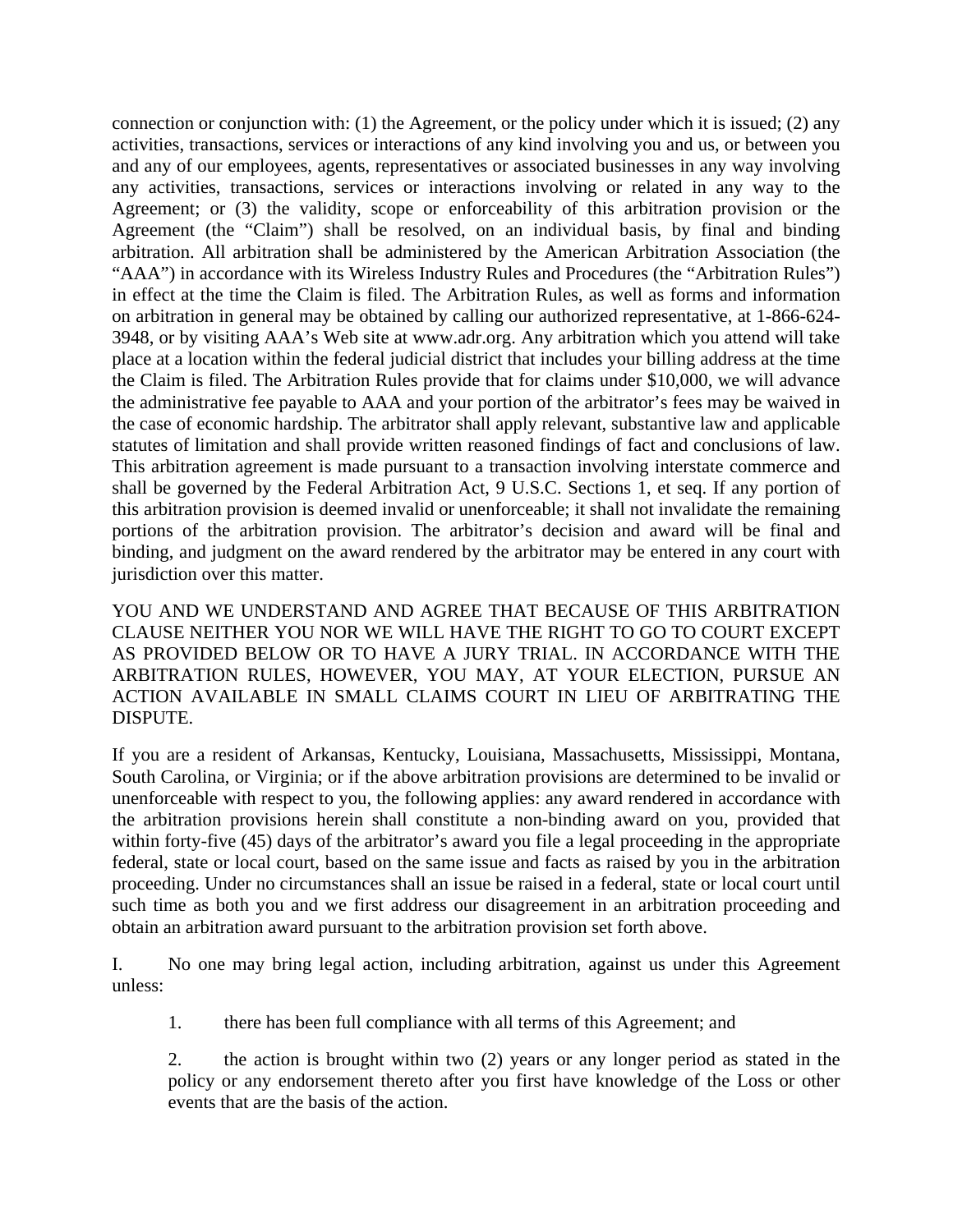connection or conjunction with: (1) the Agreement, or the policy under which it is issued; (2) any activities, transactions, services or interactions of any kind involving you and us, or between you and any of our employees, agents, representatives or associated businesses in any way involving any activities, transactions, services or interactions involving or related in any way to the Agreement; or (3) the validity, scope or enforceability of this arbitration provision or the Agreement (the "Claim") shall be resolved, on an individual basis, by final and binding arbitration. All arbitration shall be administered by the American Arbitration Association (the "AAA") in accordance with its Wireless Industry Rules and Procedures (the "Arbitration Rules") in effect at the time the Claim is filed. The Arbitration Rules, as well as forms and information on arbitration in general may be obtained by calling our authorized representative, at 1-866-624-3948, or by visiting AAA's Web site at www.adr.org. Any arbitration which you attend will take place at a location within the federal judicial district that includes your billing address at the time the Claim is filed. The Arbitration Rules provide that for claims under $10,000, we will advance the administrative fee payable to AAA and your portion of the arbitrator's fees may be waived in the case of economic hardship. The arbitrator shall apply relevant, substantive law and applicable statutes of limitation and shall provide written reasoned findings of fact and conclusions of law. This arbitration agreement is made pursuant to a transaction involving interstate commerce and shall be governed by the Federal Arbitration Act, 9 U.S.C. Sections 1, et seq. If any portion of this arbitration provision is deemed invalid or unenforceable; it shall not invalidate the remaining portions of the arbitration provision. The arbitrator's decision and award will be final and binding, and judgment on the award rendered by the arbitrator may be entered in any court with jurisdiction over this matter.

YOU AND WE UNDERSTAND AND AGREE THAT BECAUSE OF THIS ARBITRATION CLAUSE NEITHER YOU NOR WE WILL HAVE THE RIGHT TO GO TO COURT EXCEPT AS PROVIDED BELOW OR TO HAVE A JURY TRIAL. IN ACCORDANCE WITH THE ARBITRATION RULES, HOWEVER, YOU MAY, AT YOUR ELECTION, PURSUE AN ACTION AVAILABLE IN SMALL CLAIMS COURT IN LIEU OF ARBITRATING THE DISPUTE.

If you are a resident of Arkansas, Kentucky, Louisiana, Massachusetts, Mississippi, Montana, South Carolina, or Virginia; or if the above arbitration provisions are determined to be invalid or unenforceable with respect to you, the following applies: any award rendered in accordance with the arbitration provisions herein shall constitute a non-binding award on you, provided that within forty-five (45) days of the arbitrator's award you file a legal proceeding in the appropriate federal, state or local court, based on the same issue and facts as raised by you in the arbitration proceeding. Under no circumstances shall an issue be raised in a federal, state or local court until such time as both you and we first address our disagreement in an arbitration proceeding and obtain an arbitration award pursuant to the arbitration provision set forth above.

I. No one may bring legal action, including arbitration, against us under this Agreement unless:

1. there has been full compliance with all terms of this Agreement; and

2. the action is brought within two (2) years or any longer period as stated in the policy or any endorsement thereto after you first have knowledge of the Loss or other events that are the basis of the action.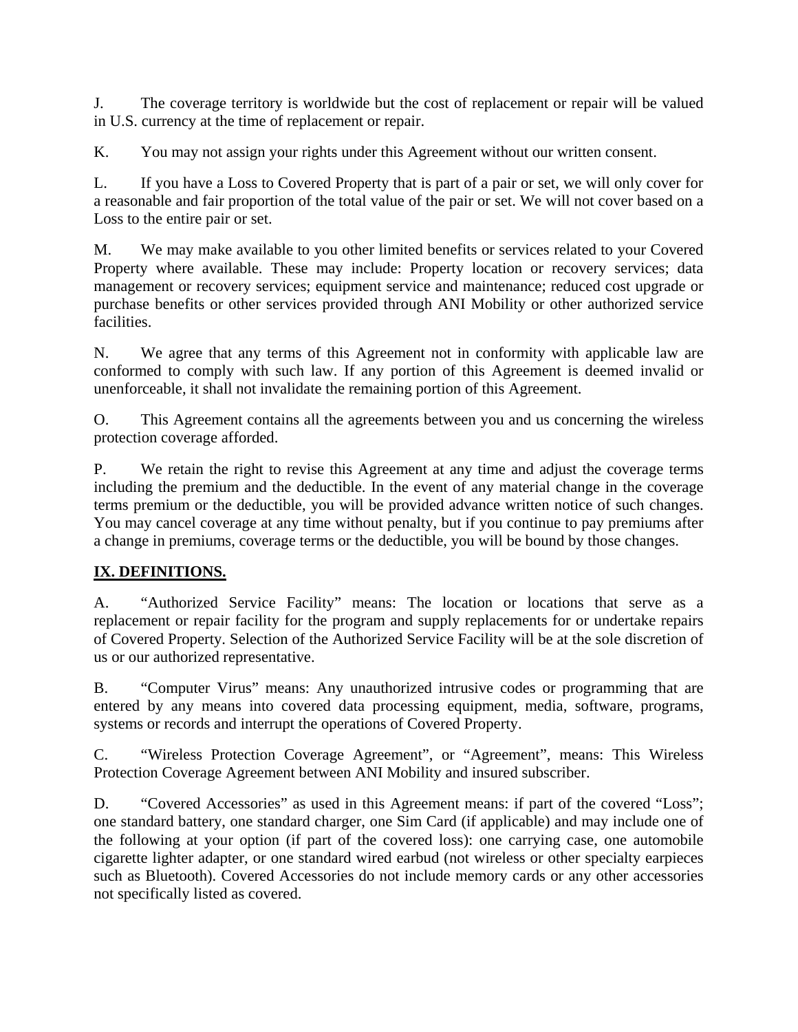J. The coverage territory is worldwide but the cost of replacement or repair will be valued in U.S. currency at the time of replacement or repair.

K. You may not assign your rights under this Agreement without our written consent.

L. If you have a Loss to Covered Property that is part of a pair or set, we will only cover for a reasonable and fair proportion of the total value of the pair or set. We will not cover based on a Loss to the entire pair or set.

M. We may make available to you other limited benefits or services related to your Covered Property where available. These may include: Property location or recovery services; data management or recovery services; equipment service and maintenance; reduced cost upgrade or purchase benefits or other services provided through ANI Mobility or other authorized service facilities.

N. We agree that any terms of this Agreement not in conformity with applicable law are conformed to comply with such law. If any portion of this Agreement is deemed invalid or unenforceable, it shall not invalidate the remaining portion of this Agreement.

O. This Agreement contains all the agreements between you and us concerning the wireless protection coverage afforded.

P. We retain the right to revise this Agreement at any time and adjust the coverage terms including the premium and the deductible. In the event of any material change in the coverage terms premium or the deductible, you will be provided advance written notice of such changes. You may cancel coverage at any time without penalty, but if you continue to pay premiums after a change in premiums, coverage terms or the deductible, you will be bound by those changes.

## IX. DEFINITIONS.

A. "Authorized Service Facility" means: The location or locations that serve as a replacement or repair facility for the program and supply replacements for or undertake repairs of Covered Property. Selection of the Authorized Service Facility will be at the sole discretion of us or our authorized representative.

B. "Computer Virus" means: Any unauthorized intrusive codes or programming that are entered by any means into covered data processing equipment, media, software, programs, systems or records and interrupt the operations of Covered Property.

C. "Wireless Protection Coverage Agreement", or "Agreement", means: This Wireless Protection Coverage Agreement between ANI Mobility and insured subscriber.

D. "Covered Accessories" as used in this Agreement means: if part of the covered "Loss"; one standard battery, one standard charger, one Sim Card (if applicable) and may include one of the following at your option (if part of the covered loss): one carrying case, one automobile cigarette lighter adapter, or one standard wired earbud (not wireless or other specialty earpieces such as Bluetooth). Covered Accessories do not include memory cards or any other accessories not specifically listed as covered.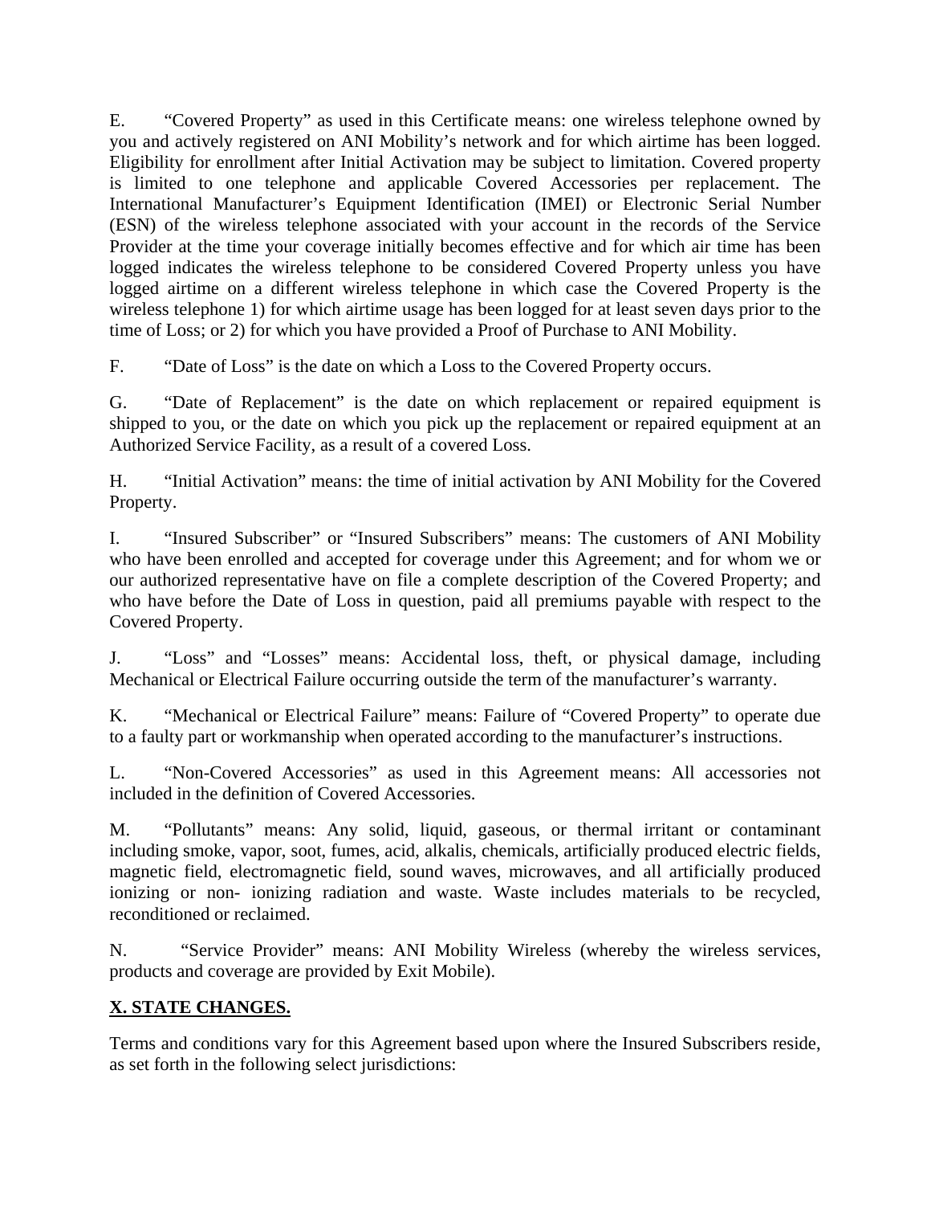E. “Covered Property” as used in this Certificate means: one wireless telephone owned by you and actively registered on ANI Mobility’s network and for which airtime has been logged. Eligibility for enrollment after Initial Activation may be subject to limitation. Covered property is limited to one telephone and applicable Covered Accessories per replacement. The International Manufacturer’s Equipment Identification (IMEI) or Electronic Serial Number (ESN) of the wireless telephone associated with your account in the records of the Service Provider at the time your coverage initially becomes effective and for which air time has been logged indicates the wireless telephone to be considered Covered Property unless you have logged airtime on a different wireless telephone in which case the Covered Property is the wireless telephone 1) for which airtime usage has been logged for at least seven days prior to the time of Loss; or 2) for which you have provided a Proof of Purchase to ANI Mobility.

F. “Date of Loss” is the date on which a Loss to the Covered Property occurs.

G. “Date of Replacement” is the date on which replacement or repaired equipment is shipped to you, or the date on which you pick up the replacement or repaired equipment at an Authorized Service Facility, as a result of a covered Loss.

H. “Initial Activation” means: the time of initial activation by ANI Mobility for the Covered Property.

I. “Insured Subscriber” or “Insured Subscribers” means: The customers of ANI Mobility who have been enrolled and accepted for coverage under this Agreement; and for whom we or our authorized representative have on file a complete description of the Covered Property; and who have before the Date of Loss in question, paid all premiums payable with respect to the Covered Property.

J. “Loss” and “Losses” means: Accidental loss, theft, or physical damage, including Mechanical or Electrical Failure occurring outside the term of the manufacturer’s warranty.

K. “Mechanical or Electrical Failure” means: Failure of “Covered Property” to operate due to a faulty part or workmanship when operated according to the manufacturer’s instructions.

L. “Non-Covered Accessories” as used in this Agreement means: All accessories not included in the definition of Covered Accessories.

M. “Pollutants” means: Any solid, liquid, gaseous, or thermal irritant or contaminant including smoke, vapor, soot, fumes, acid, alkalis, chemicals, artificially produced electric fields, magnetic field, electromagnetic field, sound waves, microwaves, and all artificially produced ionizing or non- ionizing radiation and waste. Waste includes materials to be recycled, reconditioned or reclaimed.

N. “Service Provider” means: ANI Mobility Wireless (whereby the wireless services, products and coverage are provided by Exit Mobile).

## X. STATE CHANGES.

Terms and conditions vary for this Agreement based upon where the Insured Subscribers reside, as set forth in the following select jurisdictions: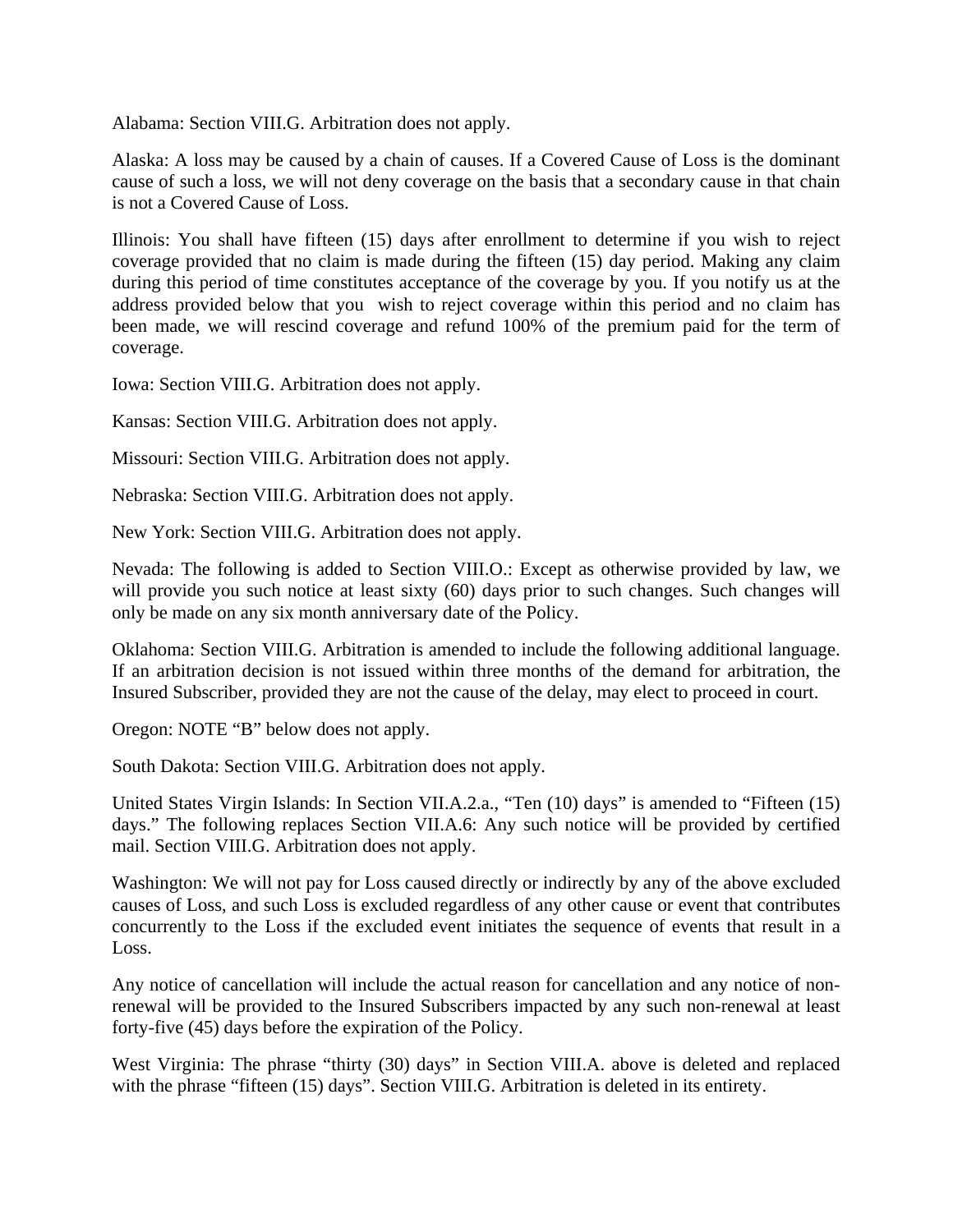Alabama: Section VIII.G. Arbitration does not apply.

Alaska: A loss may be caused by a chain of causes. If a Covered Cause of Loss is the dominant cause of such a loss, we will not deny coverage on the basis that a secondary cause in that chain is not a Covered Cause of Loss.

Illinois: You shall have fifteen (15) days after enrollment to determine if you wish to reject coverage provided that no claim is made during the fifteen (15) day period. Making any claim during this period of time constitutes acceptance of the coverage by you. If you notify us at the address provided below that you wish to reject coverage within this period and no claim has been made, we will rescind coverage and refund 100% of the premium paid for the term of coverage.

Iowa: Section VIII.G. Arbitration does not apply.

Kansas: Section VIII.G. Arbitration does not apply.

Missouri: Section VIII.G. Arbitration does not apply.

Nebraska: Section VIII.G. Arbitration does not apply.

New York: Section VIII.G. Arbitration does not apply.

Nevada: The following is added to Section VIII.O.: Except as otherwise provided by law, we will provide you such notice at least sixty (60) days prior to such changes. Such changes will only be made on any six month anniversary date of the Policy.

Oklahoma: Section VIII.G. Arbitration is amended to include the following additional language. If an arbitration decision is not issued within three months of the demand for arbitration, the Insured Subscriber, provided they are not the cause of the delay, may elect to proceed in court.

Oregon: NOTE "B" below does not apply.

South Dakota: Section VIII.G. Arbitration does not apply.

United States Virgin Islands: In Section VII.A.2.a., "Ten (10) days" is amended to "Fifteen (15) days." The following replaces Section VII.A.6: Any such notice will be provided by certified mail. Section VIII.G. Arbitration does not apply.

Washington: We will not pay for Loss caused directly or indirectly by any of the above excluded causes of Loss, and such Loss is excluded regardless of any other cause or event that contributes concurrently to the Loss if the excluded event initiates the sequence of events that result in a Loss.

Any notice of cancellation will include the actual reason for cancellation and any notice of non-renewal will be provided to the Insured Subscribers impacted by any such non-renewal at least forty-five (45) days before the expiration of the Policy.

West Virginia: The phrase "thirty (30) days" in Section VIII.A. above is deleted and replaced with the phrase "fifteen (15) days". Section VIII.G. Arbitration is deleted in its entirety.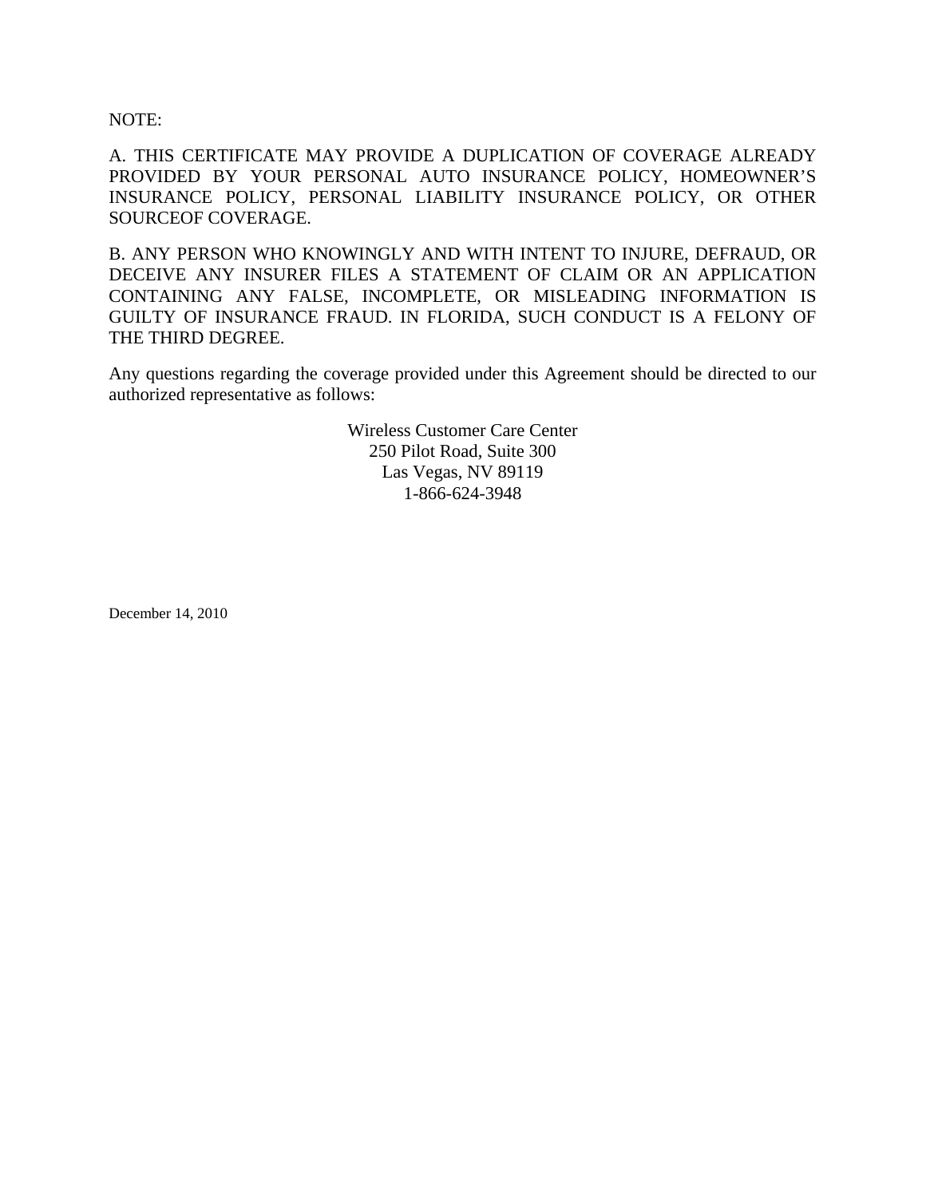NOTE:

A. THIS CERTIFICATE MAY PROVIDE A DUPLICATION OF COVERAGE ALREADY PROVIDED BY YOUR PERSONAL AUTO INSURANCE POLICY, HOMEOWNER'S INSURANCE POLICY, PERSONAL LIABILITY INSURANCE POLICY, OR OTHER SOURCEOF COVERAGE.

B. ANY PERSON WHO KNOWINGLY AND WITH INTENT TO INJURE, DEFRAUD, OR DECEIVE ANY INSURER FILES A STATEMENT OF CLAIM OR AN APPLICATION CONTAINING ANY FALSE, INCOMPLETE, OR MISLEADING INFORMATION IS GUILTY OF INSURANCE FRAUD. IN FLORIDA, SUCH CONDUCT IS A FELONY OF THE THIRD DEGREE.

Any questions regarding the coverage provided under this Agreement should be directed to our authorized representative as follows:

Wireless Customer Care Center
250 Pilot Road, Suite 300
Las Vegas, NV 89119
1-866-624-3948

December 14, 2010